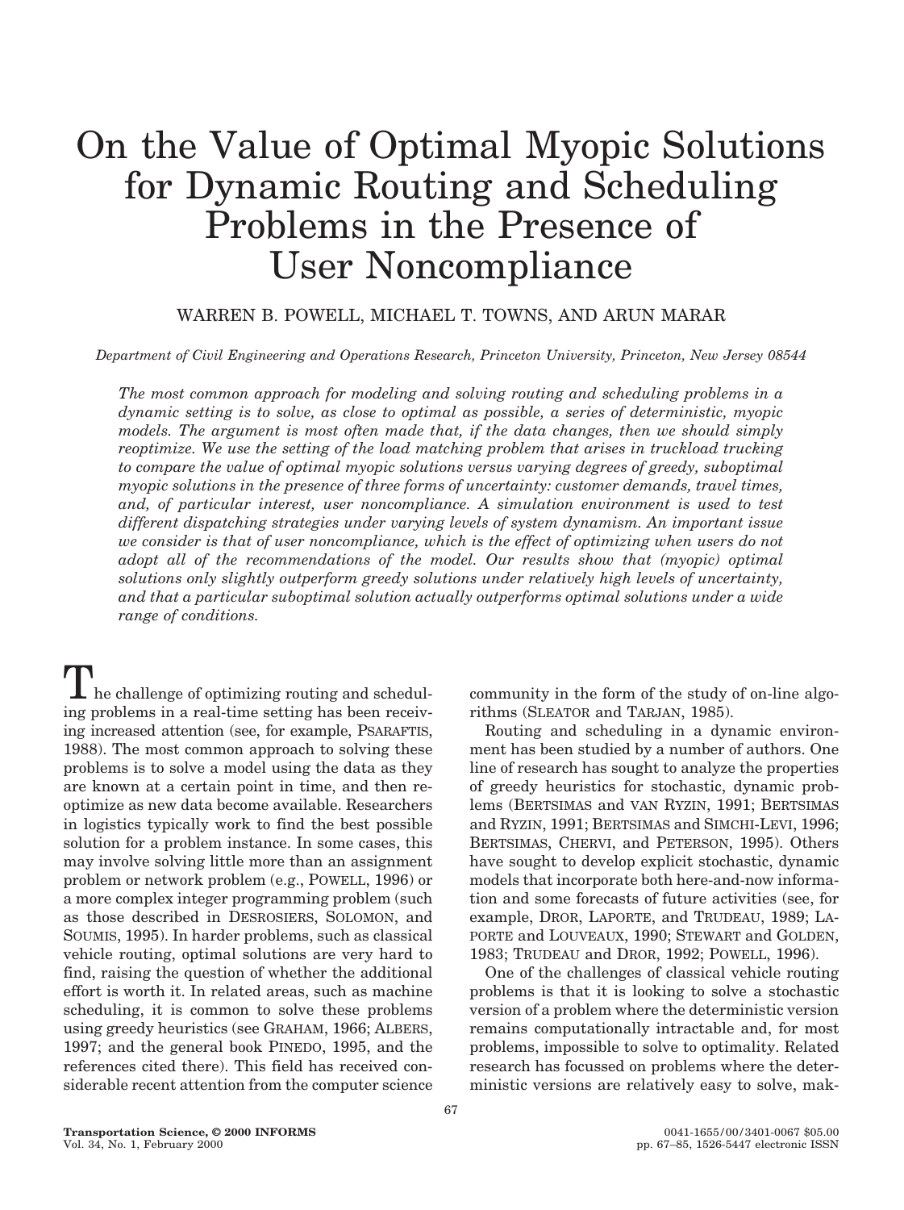# On the Value of Optimal Myopic Solutions for Dynamic Routing and Scheduling Problems in the Presence of User Noncompliance

WARREN B. POWELL, MICHAEL T. TOWNS, AND ARUN MARAR

*Department of Civil Engineering and Operations Research, Princeton University, Princeton, New Jersey 08544*

*The most common approach for modeling and solving routing and scheduling problems in a dynamic setting is to solve, as close to optimal as possible, a series of deterministic, myopic models. The argument is most often made that, if the data changes, then we should simply reoptimize. We use the setting of the load matching problem that arises in truckload trucking to compare the value of optimal myopic solutions versus varying degrees of greedy, suboptimal myopic solutions in the presence of three forms of uncertainty: customer demands, travel times, and, of particular interest, user noncompliance. A simulation environment is used to test different dispatching strategies under varying levels of system dynamism. An important issue we consider is that of user noncompliance, which is the effect of optimizing when users do not adopt all of the recommendations of the model. Our results show that (myopic) optimal solutions only slightly outperform greedy solutions under relatively high levels of uncertainty, and that a particular suboptimal solution actually outperforms optimal solutions under a wide range of conditions.*

The challenge of optimizing routing and scheduling problems in a real-time setting has been receiving increased attention (see, for example, PSARAFTIS, 1988). The most common approach to solving these problems is to solve a model using the data as they are known at a certain point in time, and then reoptimize as new data become available. Researchers in logistics typically work to find the best possible solution for a problem instance. In some cases, this may involve solving little more than an assignment problem or network problem (e.g., POWELL, 1996) or a more complex integer programming problem (such as those described in DESROSIERS, SOLOMON, and SOUMIS, 1995). In harder problems, such as classical vehicle routing, optimal solutions are very hard to find, raising the question of whether the additional effort is worth it. In related areas, such as machine scheduling, it is common to solve these problems using greedy heuristics (see GRAHAM, 1966; ALBERS, 1997; and the general book PINEDO, 1995, and the references cited there). This field has received considerable recent attention from the computer science community in the form of the study of on-line algorithms (SLEATOR and TARJAN, 1985).

Routing and scheduling in a dynamic environment has been studied by a number of authors. One line of research has sought to analyze the properties of greedy heuristics for stochastic, dynamic problems (BERTSIMAS and VAN RYZIN, 1991; BERTSIMAS and RYZIN, 1991; BERTSIMAS and SIMCHI-LEVI, 1996; BERTSIMAS, CHERVI, and PETERSON, 1995). Others have sought to develop explicit stochastic, dynamic models that incorporate both here-and-now information and some forecasts of future activities (see, for example, DROR, LAPORTE, and TRUDEAU, 1989; LAPORTE and LOUVEAUX, 1990; STEWART and GOLDEN, 1983; TRUDEAU and DROR, 1992; POWELL, 1996).

One of the challenges of classical vehicle routing problems is that it is looking to solve a stochastic version of a problem where the deterministic version remains computationally intractable and, for most problems, impossible to solve to optimality. Related research has focussed on problems where the deterministic versions are relatively easy to solve, mak-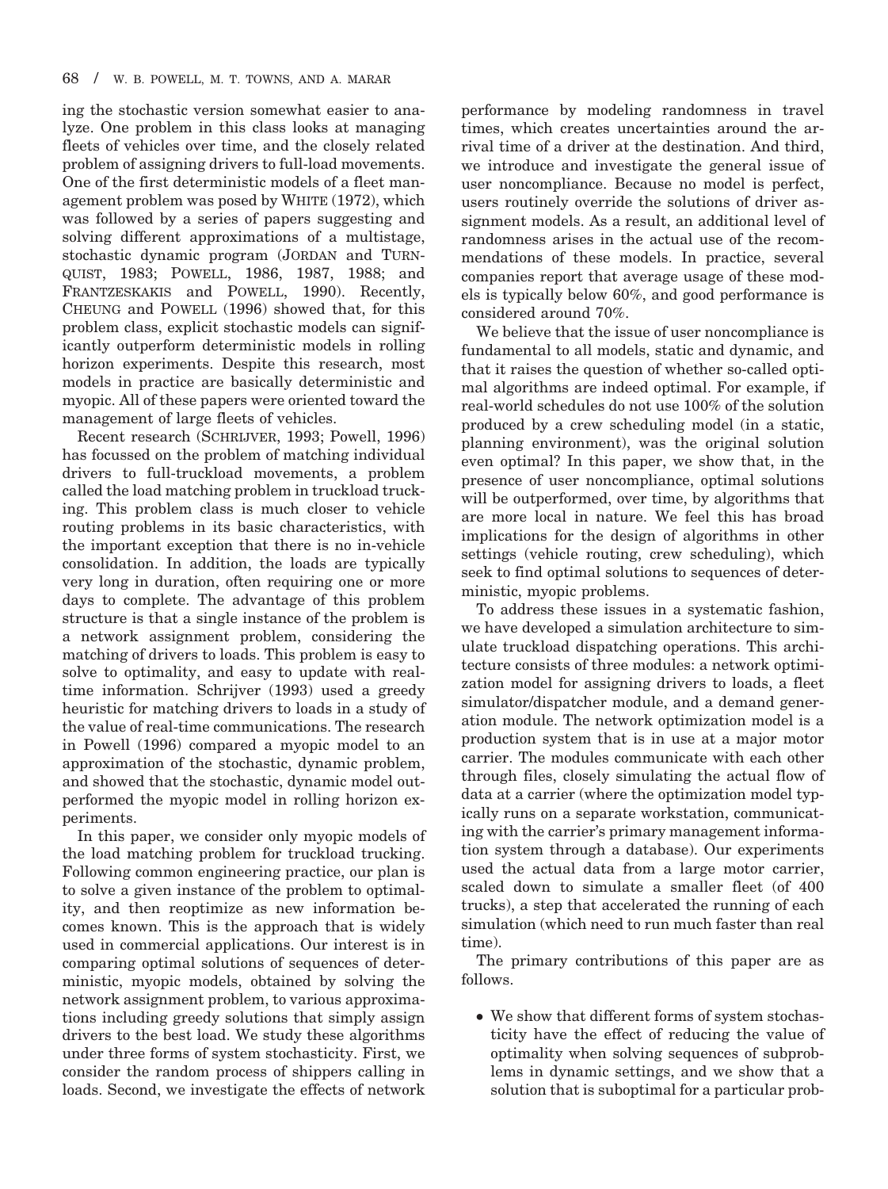ing the stochastic version somewhat easier to analyze. One problem in this class looks at managing fleets of vehicles over time, and the closely related problem of assigning drivers to full-load movements. One of the first deterministic models of a fleet management problem was posed by WHITE (1972), which was followed by a series of papers suggesting and solving different approximations of a multistage, stochastic dynamic program (JORDAN and TURNQUIST, 1983; POWELL, 1986, 1987, 1988; and FRANTZESKAKIS and POWELL, 1990). Recently, CHEUNG and POWELL (1996) showed that, for this problem class, explicit stochastic models can significantly outperform deterministic models in rolling horizon experiments. Despite this research, most models in practice are basically deterministic and myopic. All of these papers were oriented toward the management of large fleets of vehicles.

Recent research (SCHRIJVER, 1993; Powell, 1996) has focussed on the problem of matching individual drivers to full-truckload movements, a problem called the load matching problem in truckload trucking. This problem class is much closer to vehicle routing problems in its basic characteristics, with the important exception that there is no in-vehicle consolidation. In addition, the loads are typically very long in duration, often requiring one or more days to complete. The advantage of this problem structure is that a single instance of the problem is a network assignment problem, considering the matching of drivers to loads. This problem is easy to solve to optimality, and easy to update with real-time information. Schrijver (1993) used a greedy heuristic for matching drivers to loads in a study of the value of real-time communications. The research in Powell (1996) compared a myopic model to an approximation of the stochastic, dynamic problem, and showed that the stochastic, dynamic model outperformed the myopic model in rolling horizon experiments.

In this paper, we consider only myopic models of the load matching problem for truckload trucking. Following common engineering practice, our plan is to solve a given instance of the problem to optimality, and then reoptimize as new information becomes known. This is the approach that is widely used in commercial applications. Our interest is in comparing optimal solutions of sequences of deterministic, myopic models, obtained by solving the network assignment problem, to various approximations including greedy solutions that simply assign drivers to the best load. We study these algorithms under three forms of system stochasticity. First, we consider the random process of shippers calling in loads. Second, we investigate the effects of network performance by modeling randomness in travel times, which creates uncertainties around the arrival time of a driver at the destination. And third, we introduce and investigate the general issue of user noncompliance. Because no model is perfect, users routinely override the solutions of driver assignment models. As a result, an additional level of randomness arises in the actual use of the recommendations of these models. In practice, several companies report that average usage of these models is typically below 60%, and good performance is considered around 70%.

We believe that the issue of user noncompliance is fundamental to all models, static and dynamic, and that it raises the question of whether so-called optimal algorithms are indeed optimal. For example, if real-world schedules do not use 100% of the solution produced by a crew scheduling model (in a static, planning environment), was the original solution even optimal? In this paper, we show that, in the presence of user noncompliance, optimal solutions will be outperformed, over time, by algorithms that are more local in nature. We feel this has broad implications for the design of algorithms in other settings (vehicle routing, crew scheduling), which seek to find optimal solutions to sequences of deterministic, myopic problems.

To address these issues in a systematic fashion, we have developed a simulation architecture to simulate truckload dispatching operations. This architecture consists of three modules: a network optimization model for assigning drivers to loads, a fleet simulator/dispatcher module, and a demand generation module. The network optimization model is a production system that is in use at a major motor carrier. The modules communicate with each other through files, closely simulating the actual flow of data at a carrier (where the optimization model typically runs on a separate workstation, communicating with the carrier's primary management information system through a database). Our experiments used the actual data from a large motor carrier, scaled down to simulate a smaller fleet (of 400 trucks), a step that accelerated the running of each simulation (which need to run much faster than real time).

The primary contributions of this paper are as follows.

- We show that different forms of system stochasticity have the effect of reducing the value of optimality when solving sequences of subproblems in dynamic settings, and we show that a solution that is suboptimal for a particular prob-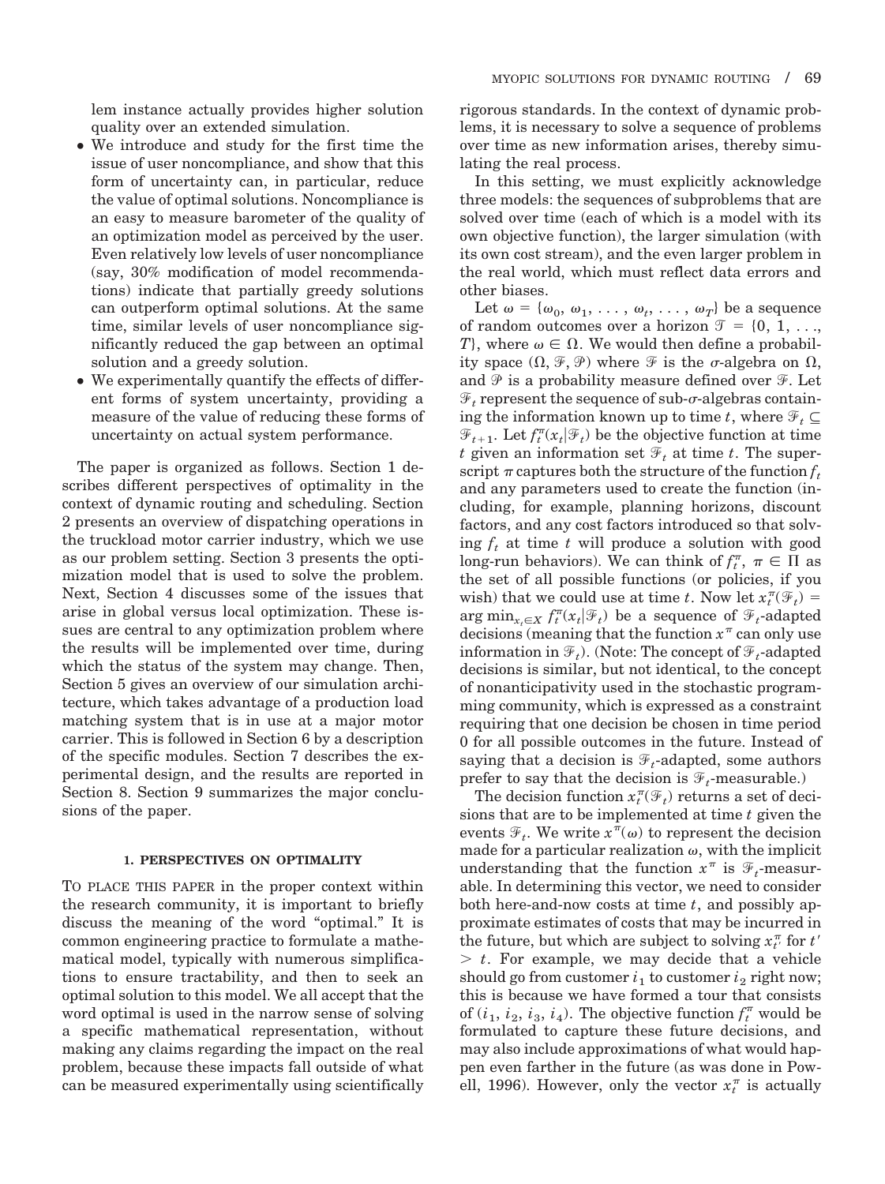lem instance actually provides higher solution quality over an extended simulation.

- We introduce and study for the first time the issue of user noncompliance, and show that this form of uncertainty can, in particular, reduce the value of optimal solutions. Noncompliance is an easy to measure barometer of the quality of an optimization model as perceived by the user. Even relatively low levels of user noncompliance (say, 30% modification of model recommendations) indicate that partially greedy solutions can outperform optimal solutions. At the same time, similar levels of user noncompliance significantly reduced the gap between an optimal solution and a greedy solution.
- We experimentally quantify the effects of different forms of system uncertainty, providing a measure of the value of reducing these forms of uncertainty on actual system performance.

The paper is organized as follows. Section 1 describes different perspectives of optimality in the context of dynamic routing and scheduling. Section 2 presents an overview of dispatching operations in the truckload motor carrier industry, which we use as our problem setting. Section 3 presents the optimization model that is used to solve the problem. Next, Section 4 discusses some of the issues that arise in global versus local optimization. These issues are central to any optimization problem where the results will be implemented over time, during which the status of the system may change. Then, Section 5 gives an overview of our simulation architecture, which takes advantage of a production load matching system that is in use at a major motor carrier. This is followed in Section 6 by a description of the specific modules. Section 7 describes the experimental design, and the results are reported in Section 8. Section 9 summarizes the major conclusions of the paper.

## 1. PERSPECTIVES ON OPTIMALITY

TO PLACE THIS PAPER in the proper context within the research community, it is important to briefly discuss the meaning of the word "optimal." It is common engineering practice to formulate a mathematical model, typically with numerous simplifications to ensure tractability, and then to seek an optimal solution to this model. We all accept that the word optimal is used in the narrow sense of solving a specific mathematical representation, without making any claims regarding the impact on the real problem, because these impacts fall outside of what can be measured experimentally using scientifically rigorous standards. In the context of dynamic problems, it is necessary to solve a sequence of problems over time as new information arises, thereby simulating the real process.

In this setting, we must explicitly acknowledge three models: the sequences of subproblems that are solved over time (each of which is a model with its own objective function), the larger simulation (with its own cost stream), and the even larger problem in the real world, which must reflect data errors and other biases.

Let $\omega = \{\omega_0, \omega_1, \ldots, \omega_t, \ldots, \omega_T\}$ be a sequence of random outcomes over a horizon $\mathcal{T} = \{0, 1, \ldots, T\}$, where $\omega \in \Omega$. We would then define a probability space $(\Omega, \mathcal{F}, \mathcal{P})$ where $\mathcal{F}$ is the $\sigma$-algebra on $\Omega$, and $\mathcal{P}$ is a probability measure defined over $\mathcal{F}$. Let $\mathcal{F}_t$ represent the sequence of sub-$\sigma$-algebras containing the information known up to time $t$, where $\mathcal{F}_t \subseteq \mathcal{F}_{t+1}$. Let $f_t^\pi(x_t|\mathcal{F}_t)$ be the objective function at time $t$ given an information set $\mathcal{F}_t$ at time $t$. The superscript $\pi$ captures both the structure of the function $f_t$ and any parameters used to create the function (including, for example, planning horizons, discount factors, and any cost factors introduced so that solving $f_t$ at time $t$ will produce a solution with good long-run behaviors). We can think of $f_t^\pi$, $\pi \in \Pi$ as the set of all possible functions (or policies, if you wish) that we could use at time $t$. Now let $x_t^\pi(\mathcal{F}_t) = \arg\min_{x_t \in X} f_t^\pi(x_t|\mathcal{F}_t)$ be a sequence of $\mathcal{F}_t$-adapted decisions (meaning that the function $x^\pi$ can only use information in $\mathcal{F}_t$). (Note: The concept of $\mathcal{F}_t$-adapted decisions is similar, but not identical, to the concept of nonanticipativity used in the stochastic programming community, which is expressed as a constraint requiring that one decision be chosen in time period 0 for all possible outcomes in the future. Instead of saying that a decision is $\mathcal{F}_t$-adapted, some authors prefer to say that the decision is $\mathcal{F}_t$-measurable.)

The decision function $x_t^\pi(\mathcal{F}_t)$ returns a set of decisions that are to be implemented at time $t$ given the events $\mathcal{F}_t$. We write $x^\pi(\omega)$ to represent the decision made for a particular realization $\omega$, with the implicit understanding that the function $x^\pi$ is $\mathcal{F}_t$-measurable. In determining this vector, we need to consider both here-and-now costs at time $t$, and possibly approximate estimates of costs that may be incurred in the future, but which are subject to solving $x_{t'}^\pi$ for $t' > t$. For example, we may decide that a vehicle should go from customer $i_1$ to customer $i_2$ right now; this is because we have formed a tour that consists of $(i_1, i_2, i_3, i_4)$. The objective function $f_t^\pi$ would be formulated to capture these future decisions, and may also include approximations of what would happen even farther in the future (as was done in Powell, 1996). However, only the vector $x_t^\pi$ is actually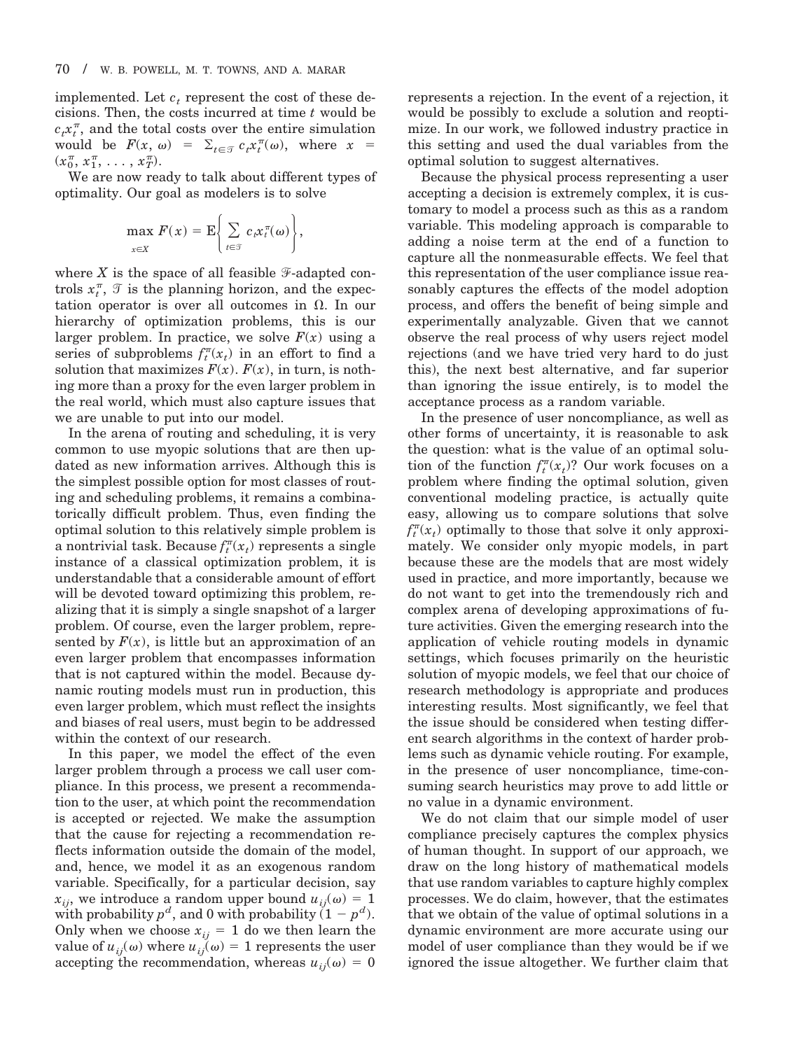implemented. Let $c_t$ represent the cost of these decisions. Then, the costs incurred at time $t$ would be $c_t x_t^\pi$, and the total costs over the entire simulation would be $F(x, \omega) = \sum_{t \in \mathcal{T}} c_t x_t^\pi(\omega)$, where $x = (x_0^\pi, x_1^\pi, \ldots, x_T^\pi)$.

We are now ready to talk about different types of optimality. Our goal as modelers is to solve

$$\max_{x \in X} F(x) = \mathrm{E}\left\{ \sum_{t \in \mathcal{T}} c_t x_t^\pi(\omega) \right\},$$

where $X$ is the space of all feasible $\mathcal{F}$-adapted controls $x_t^\pi$, $\mathcal{T}$ is the planning horizon, and the expectation operator is over all outcomes in $\Omega$. In our hierarchy of optimization problems, this is our larger problem. In practice, we solve $F(x)$ using a series of subproblems $f_t^\pi(x_t)$ in an effort to find a solution that maximizes $F(x)$. $F(x)$, in turn, is nothing more than a proxy for the even larger problem in the real world, which must also capture issues that we are unable to put into our model.

In the arena of routing and scheduling, it is very common to use myopic solutions that are then updated as new information arrives. Although this is the simplest possible option for most classes of routing and scheduling problems, it remains a combinatorically difficult problem. Thus, even finding the optimal solution to this relatively simple problem is a nontrivial task. Because $f_t^\pi(x_t)$ represents a single instance of a classical optimization problem, it is understandable that a considerable amount of effort will be devoted toward optimizing this problem, realizing that it is simply a single snapshot of a larger problem. Of course, even the larger problem, represented by $F(x)$, is little but an approximation of an even larger problem that encompasses information that is not captured within the model. Because dynamic routing models must run in production, this even larger problem, which must reflect the insights and biases of real users, must begin to be addressed within the context of our research.

In this paper, we model the effect of the even larger problem through a process we call user compliance. In this process, we present a recommendation to the user, at which point the recommendation is accepted or rejected. We make the assumption that the cause for rejecting a recommendation reflects information outside the domain of the model, and, hence, we model it as an exogenous random variable. Specifically, for a particular decision, say $x_{ij}$, we introduce a random upper bound $u_{ij}(\omega) = 1$ with probability $p^d$, and 0 with probability $(1 - p^d)$. Only when we choose $x_{ij} = 1$ do we then learn the value of $u_{ij}(\omega)$ where $u_{ij}(\omega) = 1$ represents the user accepting the recommendation, whereas $u_{ij}(\omega) = 0$ represents a rejection. In the event of a rejection, it would be possibly to exclude a solution and reoptimize. In our work, we followed industry practice in this setting and used the dual variables from the optimal solution to suggest alternatives.

Because the physical process representing a user accepting a decision is extremely complex, it is customary to model a process such as this as a random variable. This modeling approach is comparable to adding a noise term at the end of a function to capture all the nonmeasurable effects. We feel that this representation of the user compliance issue reasonably captures the effects of the model adoption process, and offers the benefit of being simple and experimentally analyzable. Given that we cannot observe the real process of why users reject model rejections (and we have tried very hard to do just this), the next best alternative, and far superior than ignoring the issue entirely, is to model the acceptance process as a random variable.

In the presence of user noncompliance, as well as other forms of uncertainty, it is reasonable to ask the question: what is the value of an optimal solution of the function $f_t^\pi(x_t)$? Our work focuses on a problem where finding the optimal solution, given conventional modeling practice, is actually quite easy, allowing us to compare solutions that solve $f_t^\pi(x_t)$ optimally to those that solve it only approximately. We consider only myopic models, in part because these are the models that are most widely used in practice, and more importantly, because we do not want to get into the tremendously rich and complex arena of developing approximations of future activities. Given the emerging research into the application of vehicle routing models in dynamic settings, which focuses primarily on the heuristic solution of myopic models, we feel that our choice of research methodology is appropriate and produces interesting results. Most significantly, we feel that the issue should be considered when testing different search algorithms in the context of harder problems such as dynamic vehicle routing. For example, in the presence of user noncompliance, time-consuming search heuristics may prove to add little or no value in a dynamic environment.

We do not claim that our simple model of user compliance precisely captures the complex physics of human thought. In support of our approach, we draw on the long history of mathematical models that use random variables to capture highly complex processes. We do claim, however, that the estimates that we obtain of the value of optimal solutions in a dynamic environment are more accurate using our model of user compliance than they would be if we ignored the issue altogether. We further claim that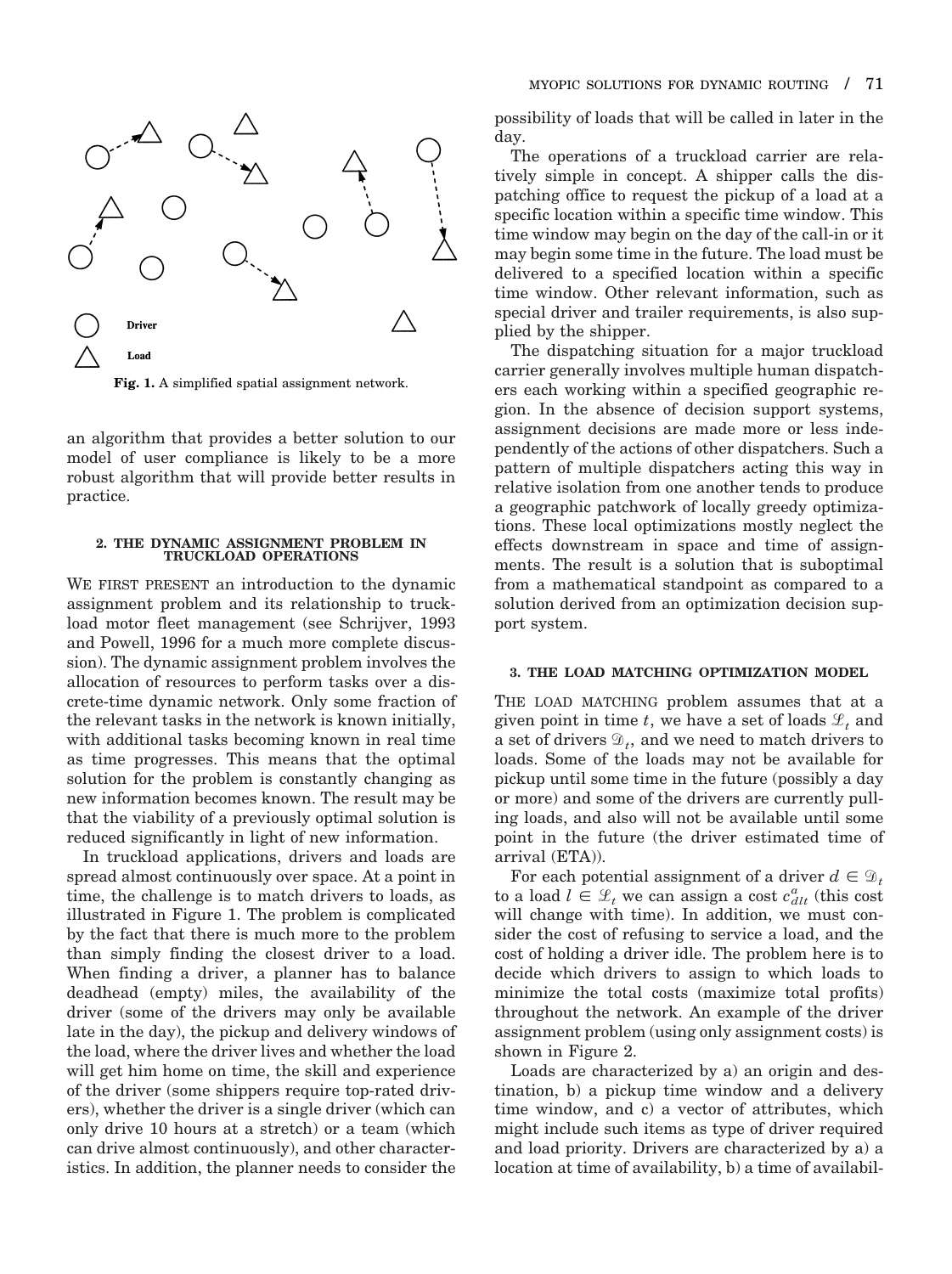Driver

Load

**Fig. 1.** A simplified spatial assignment network.

an algorithm that provides a better solution to our model of user compliance is likely to be a more robust algorithm that will provide better results in practice.

## 2. THE DYNAMIC ASSIGNMENT PROBLEM IN TRUCKLOAD OPERATIONS

WE FIRST PRESENT an introduction to the dynamic assignment problem and its relationship to truckload motor fleet management (see Schrijver, 1993 and Powell, 1996 for a much more complete discussion). The dynamic assignment problem involves the allocation of resources to perform tasks over a discrete-time dynamic network. Only some fraction of the relevant tasks in the network is known initially, with additional tasks becoming known in real time as time progresses. This means that the optimal solution for the problem is constantly changing as new information becomes known. The result may be that the viability of a previously optimal solution is reduced significantly in light of new information.

In truckload applications, drivers and loads are spread almost continuously over space. At a point in time, the challenge is to match drivers to loads, as illustrated in Figure 1. The problem is complicated by the fact that there is much more to the problem than simply finding the closest driver to a load. When finding a driver, a planner has to balance deadhead (empty) miles, the availability of the driver (some of the drivers may only be available late in the day), the pickup and delivery windows of the load, where the driver lives and whether the load will get him home on time, the skill and experience of the driver (some shippers require top-rated drivers), whether the driver is a single driver (which can only drive 10 hours at a stretch) or a team (which can drive almost continuously), and other characteristics. In addition, the planner needs to consider the possibility of loads that will be called in later in the day.

The operations of a truckload carrier are relatively simple in concept. A shipper calls the dispatching office to request the pickup of a load at a specific location within a specific time window. This time window may begin on the day of the call-in or it may begin some time in the future. The load must be delivered to a specified location within a specific time window. Other relevant information, such as special driver and trailer requirements, is also supplied by the shipper.

The dispatching situation for a major truckload carrier generally involves multiple human dispatchers each working within a specified geographic region. In the absence of decision support systems, assignment decisions are made more or less independently of the actions of other dispatchers. Such a pattern of multiple dispatchers acting this way in relative isolation from one another tends to produce a geographic patchwork of locally greedy optimizations. These local optimizations mostly neglect the effects downstream in space and time of assignments. The result is a solution that is suboptimal from a mathematical standpoint as compared to a solution derived from an optimization decision support system.

## 3. THE LOAD MATCHING OPTIMIZATION MODEL

THE LOAD MATCHING problem assumes that at a given point in time $t$, we have a set of loads $\mathcal{L}_t$ and a set of drivers $\mathcal{D}_t$, and we need to match drivers to loads. Some of the loads may not be available for pickup until some time in the future (possibly a day or more) and some of the drivers are currently pulling loads, and also will not be available until some point in the future (the driver estimated time of arrival (ETA)).

For each potential assignment of a driver $d \in \mathcal{D}_t$ to a load $l \in \mathcal{L}_t$ we can assign a cost $c^a_{dlt}$ (this cost will change with time). In addition, we must consider the cost of refusing to service a load, and the cost of holding a driver idle. The problem here is to decide which drivers to assign to which loads to minimize the total costs (maximize total profits) throughout the network. An example of the driver assignment problem (using only assignment costs) is shown in Figure 2.

Loads are characterized by a) an origin and destination, b) a pickup time window and a delivery time window, and c) a vector of attributes, which might include such items as type of driver required and load priority. Drivers are characterized by a) a location at time of availability, b) a time of availabil-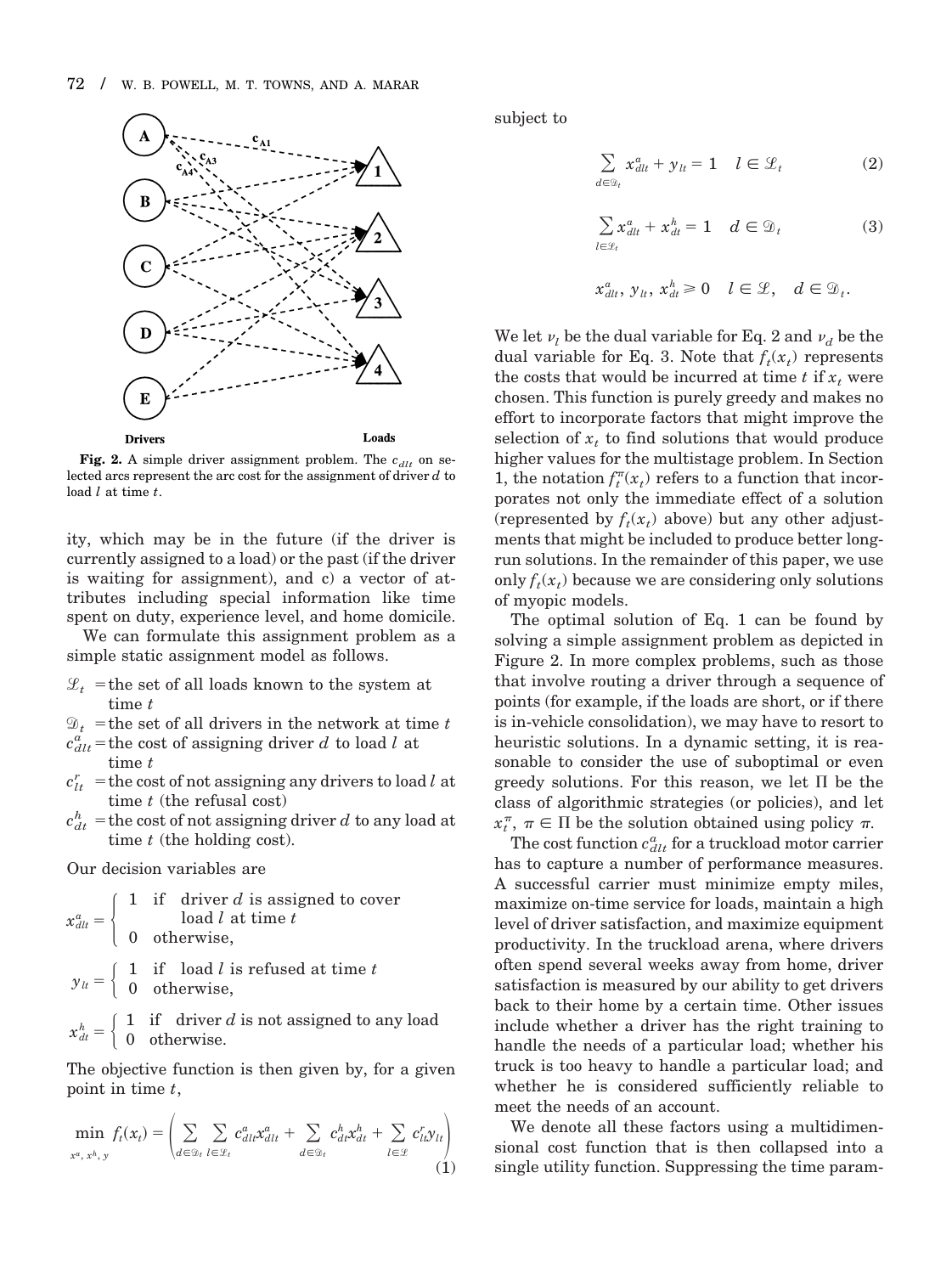**Fig. 2.** A simple driver assignment problem. The $c_{dlt}$ on selected arcs represent the arc cost for the assignment of driver $d$ to load $l$ at time $t$.

ity, which may be in the future (if the driver is currently assigned to a load) or the past (if the driver is waiting for assignment), and c) a vector of attributes including special information like time spent on duty, experience level, and home domicile.

We can formulate this assignment problem as a simple static assignment model as follows.

- $\mathcal{L}_t$ = the set of all loads known to the system at time $t$
- $\mathcal{D}_t$ = the set of all drivers in the network at time $t$
- $c^a_{dlt}$ = the cost of assigning driver $d$ to load $l$ at time $t$
- $c^r_{lt}$ = the cost of not assigning any drivers to load $l$ at time $t$ (the refusal cost)
- $c^h_{dt}$ = the cost of not assigning driver $d$ to any load at time $t$ (the holding cost).

Our decision variables are

$$x^a_{dlt} = \begin{cases} 1 & \text{if driver } d \text{ is assigned to cover load } l \text{ at time } t \\ 0 & \text{otherwise,} \end{cases}$$

$$y_{lt} = \begin{cases} 1 & \text{if load } l \text{ is refused at time } t \\ 0 & \text{otherwise,} \end{cases}$$

$$x^h_{dt} = \begin{cases} 1 & \text{if driver } d \text{ is not assigned to any load} \\ 0 & \text{otherwise.} \end{cases}$$

The objective function is then given by, for a given point in time $t$,

$$\min_{x^a,\, x^h,\, y} f_t(x_t) = \left( \sum_{d \in \mathcal{D}_t} \sum_{l \in \mathcal{L}_t} c^a_{dlt} x^a_{dlt} + \sum_{d \in \mathcal{D}_t} c^h_{dt} x^h_{dt} + \sum_{l \in \mathcal{L}} c^r_{lt} y_{lt} \right) \tag{1}$$

subject to

$$\sum_{d \in \mathcal{D}_t} x^a_{dlt} + y_{lt} = 1 \quad l \in \mathcal{L}_t \tag{2}$$

$$\sum_{l \in \mathcal{L}_t} x^a_{dlt} + x^h_{dt} = 1 \quad d \in \mathcal{D}_t \tag{3}$$

$$x^a_{dlt},\, y_{lt},\, x^h_{dt} \geq 0 \quad l \in \mathcal{L}, \quad d \in \mathcal{D}_t.$$

We let $\nu_l$ be the dual variable for Eq. 2 and $\nu_d$ be the dual variable for Eq. 3. Note that $f_t(x_t)$ represents the costs that would be incurred at time $t$ if $x_t$ were chosen. This function is purely greedy and makes no effort to incorporate factors that might improve the selection of $x_t$ to find solutions that would produce higher values for the multistage problem. In Section 1, the notation $f^\pi_t(x_t)$ refers to a function that incorporates not only the immediate effect of a solution (represented by $f_t(x_t)$ above) but any other adjustments that might be included to produce better long-run solutions. In the remainder of this paper, we use only $f_t(x_t)$ because we are considering only solutions of myopic models.

The optimal solution of Eq. 1 can be found by solving a simple assignment problem as depicted in Figure 2. In more complex problems, such as those that involve routing a driver through a sequence of points (for example, if the loads are short, or if there is in-vehicle consolidation), we may have to resort to heuristic solutions. In a dynamic setting, it is reasonable to consider the use of suboptimal or even greedy solutions. For this reason, we let $\Pi$ be the class of algorithmic strategies (or policies), and let $x^\pi_t$, $\pi \in \Pi$ be the solution obtained using policy $\pi$.

The cost function $c^a_{dlt}$ for a truckload motor carrier has to capture a number of performance measures. A successful carrier must minimize empty miles, maximize on-time service for loads, maintain a high level of driver satisfaction, and maximize equipment productivity. In the truckload arena, where drivers often spend several weeks away from home, driver satisfaction is measured by our ability to get drivers back to their home by a certain time. Other issues include whether a driver has the right training to handle the needs of a particular load; whether his truck is too heavy to handle a particular load; and whether he is considered sufficiently reliable to meet the needs of an account.

We denote all these factors using a multidimensional cost function that is then collapsed into a single utility function. Suppressing the time param-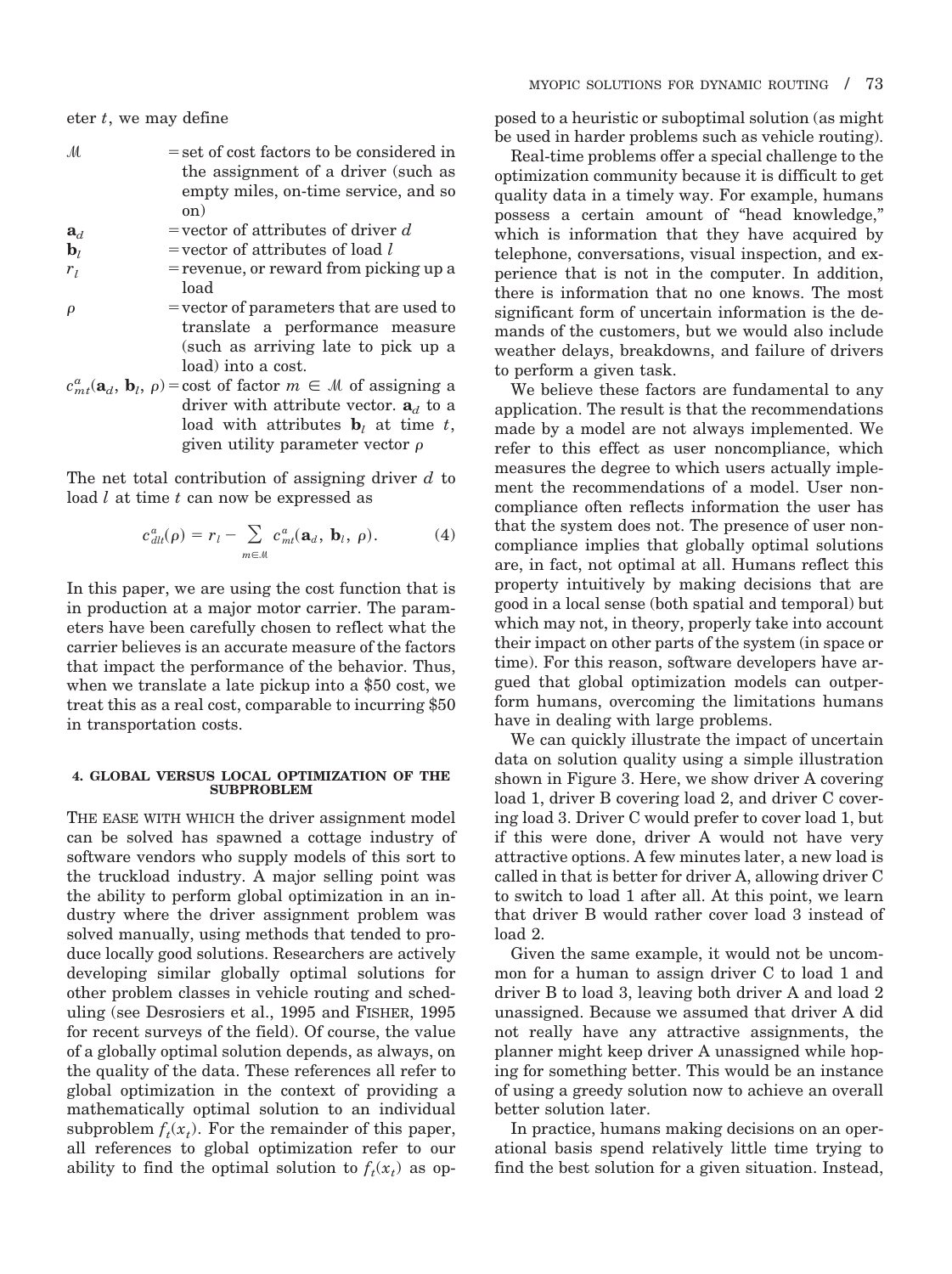eter $t$, we may define

$\mathcal{M}$ = set of cost factors to be considered in the assignment of a driver (such as empty miles, on-time service, and so on)

$\mathbf{a}_d$ = vector of attributes of driver $d$

$\mathbf{b}_l$ = vector of attributes of load $l$

$r_l$ = revenue, or reward from picking up a load

$\rho$ = vector of parameters that are used to translate a performance measure (such as arriving late to pick up a load) into a cost.

$c^a_{mt}(\mathbf{a}_d, \mathbf{b}_l, \rho)$ = cost of factor $m \in \mathcal{M}$ of assigning a driver with attribute vector. $\mathbf{a}_d$ to a load with attributes $\mathbf{b}_l$ at time $t$, given utility parameter vector $\rho$

The net total contribution of assigning driver $d$ to load $l$ at time $t$ can now be expressed as

$$c^a_{dlt}(\rho) = r_l - \sum_{m \in \mathcal{M}} c^a_{mt}(\mathbf{a}_d, \mathbf{b}_l, \rho). \tag{4}$$

In this paper, we are using the cost function that is in production at a major motor carrier. The parameters have been carefully chosen to reflect what the carrier believes is an accurate measure of the factors that impact the performance of the behavior. Thus, when we translate a late pickup into a \$50 cost, we treat this as a real cost, comparable to incurring \$50 in transportation costs.

## 4. GLOBAL VERSUS LOCAL OPTIMIZATION OF THE SUBPROBLEM

THE EASE WITH WHICH the driver assignment model can be solved has spawned a cottage industry of software vendors who supply models of this sort to the truckload industry. A major selling point was the ability to perform global optimization in an industry where the driver assignment problem was solved manually, using methods that tended to produce locally good solutions. Researchers are actively developing similar globally optimal solutions for other problem classes in vehicle routing and scheduling (see Desrosiers et al., 1995 and FISHER, 1995 for recent surveys of the field). Of course, the value of a globally optimal solution depends, as always, on the quality of the data. These references all refer to global optimization in the context of providing a mathematically optimal solution to an individual subproblem $f_t(x_t)$. For the remainder of this paper, all references to global optimization refer to our ability to find the optimal solution to $f_t(x_t)$ as opposed to a heuristic or suboptimal solution (as might be used in harder problems such as vehicle routing).

Real-time problems offer a special challenge to the optimization community because it is difficult to get quality data in a timely way. For example, humans possess a certain amount of "head knowledge," which is information that they have acquired by telephone, conversations, visual inspection, and experience that is not in the computer. In addition, there is information that no one knows. The most significant form of uncertain information is the demands of the customers, but we would also include weather delays, breakdowns, and failure of drivers to perform a given task.

We believe these factors are fundamental to any application. The result is that the recommendations made by a model are not always implemented. We refer to this effect as user noncompliance, which measures the degree to which users actually implement the recommendations of a model. User noncompliance often reflects information the user has that the system does not. The presence of user noncompliance implies that globally optimal solutions are, in fact, not optimal at all. Humans reflect this property intuitively by making decisions that are good in a local sense (both spatial and temporal) but which may not, in theory, properly take into account their impact on other parts of the system (in space or time). For this reason, software developers have argued that global optimization models can outperform humans, overcoming the limitations humans have in dealing with large problems.

We can quickly illustrate the impact of uncertain data on solution quality using a simple illustration shown in Figure 3. Here, we show driver A covering load 1, driver B covering load 2, and driver C covering load 3. Driver C would prefer to cover load 1, but if this were done, driver A would not have very attractive options. A few minutes later, a new load is called in that is better for driver A, allowing driver C to switch to load 1 after all. At this point, we learn that driver B would rather cover load 3 instead of load 2.

Given the same example, it would not be uncommon for a human to assign driver C to load 1 and driver B to load 3, leaving both driver A and load 2 unassigned. Because we assumed that driver A did not really have any attractive assignments, the planner might keep driver A unassigned while hoping for something better. This would be an instance of using a greedy solution now to achieve an overall better solution later.

In practice, humans making decisions on an operational basis spend relatively little time trying to find the best solution for a given situation. Instead,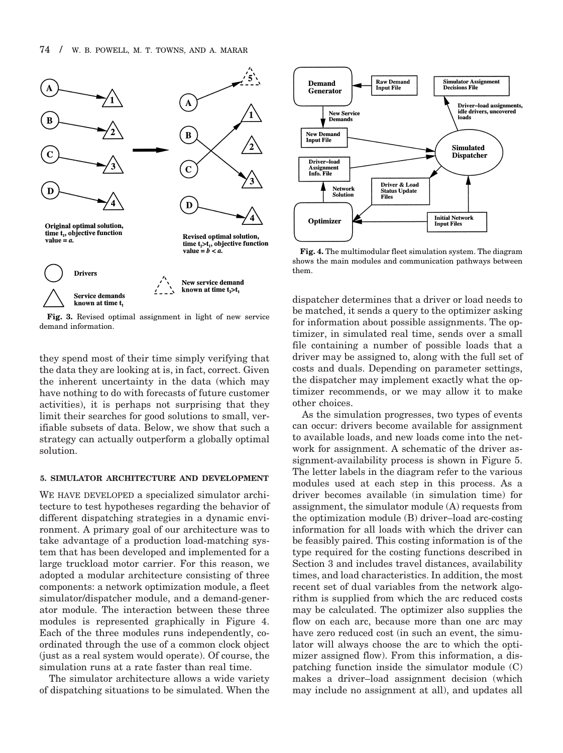Fig. 3. Revised optimal assignment in light of new service demand information.

they spend most of their time simply verifying that the data they are looking at is, in fact, correct. Given the inherent uncertainty in the data (which may have nothing to do with forecasts of future customer activities), it is perhaps not surprising that they limit their searches for good solutions to small, verifiable subsets of data. Below, we show that such a strategy can actually outperform a globally optimal solution.

## 5. SIMULATOR ARCHITECTURE AND DEVELOPMENT

WE HAVE DEVELOPED a specialized simulator architecture to test hypotheses regarding the behavior of different dispatching strategies in a dynamic environment. A primary goal of our architecture was to take advantage of a production load-matching system that has been developed and implemented for a large truckload motor carrier. For this reason, we adopted a modular architecture consisting of three components: a network optimization module, a fleet simulator/dispatcher module, and a demand-generator module. The interaction between these three modules is represented graphically in Figure 4. Each of the three modules runs independently, coordinated through the use of a common clock object (just as a real system would operate). Of course, the simulation runs at a rate faster than real time.

The simulator architecture allows a wide variety of dispatching situations to be simulated. When the dispatcher determines that a driver or load needs to be matched, it sends a query to the optimizer asking for information about possible assignments. The optimizer, in simulated real time, sends over a small file containing a number of possible loads that a driver may be assigned to, along with the full set of costs and duals. Depending on parameter settings, the dispatcher may implement exactly what the optimizer recommends, or we may allow it to make other choices.

Fig. 4. The multimodular fleet simulation system. The diagram shows the main modules and communication pathways between them.

As the simulation progresses, two types of events can occur: drivers become available for assignment to available loads, and new loads come into the network for assignment. A schematic of the driver assignment-availability process is shown in Figure 5. The letter labels in the diagram refer to the various modules used at each step in this process. As a driver becomes available (in simulation time) for assignment, the simulator module (A) requests from the optimization module (B) driver–load arc-costing information for all loads with which the driver can be feasibly paired. This costing information is of the type required for the costing functions described in Section 3 and includes travel distances, availability times, and load characteristics. In addition, the most recent set of dual variables from the network algorithm is supplied from which the arc reduced costs may be calculated. The optimizer also supplies the flow on each arc, because more than one arc may have zero reduced cost (in such an event, the simulator will always choose the arc to which the optimizer assigned flow). From this information, a dispatching function inside the simulator module (C) makes a driver–load assignment decision (which may include no assignment at all), and updates all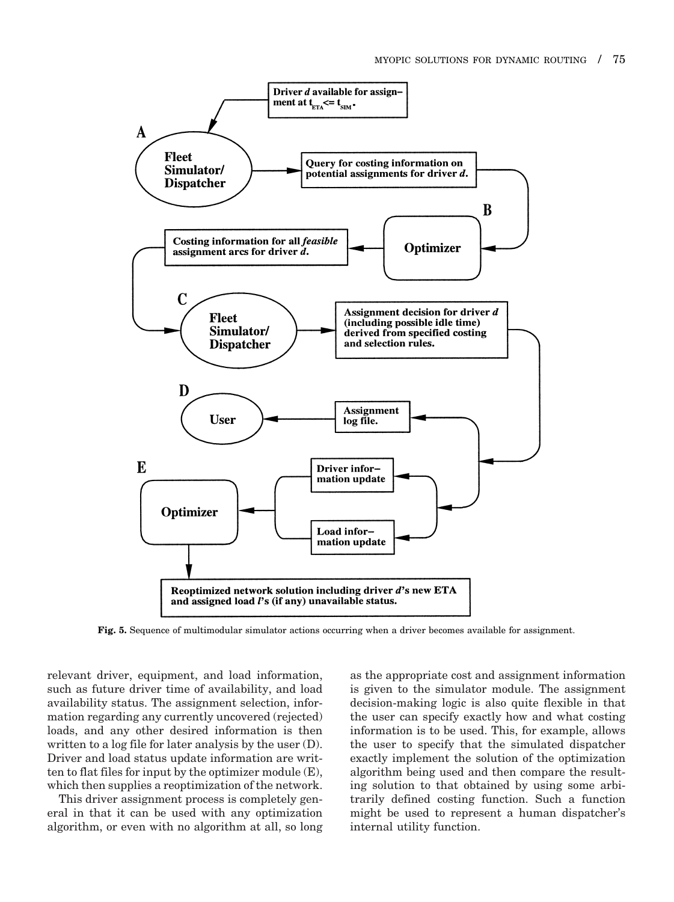**A**

**Fleet Simulator/ Dispatcher**

**Driver $d$ available for assignment at $t_{ETA} <= t_{SIM}$.**

**Query for costing information on potential assignments for driver $d$.**

**B**

**Optimizer**

**Costing information for all *feasible* assignment arcs for driver $d$.**

**C**

**Fleet Simulator/ Dispatcher**

**Assignment decision for driver $d$ (including possible idle time) derived from specified costing and selection rules.**

**D**

**User**

**Assignment log file.**

**E**

**Optimizer**

**Driver information update**

**Load information update**

**Reoptimized network solution including driver $d$'s new ETA and assigned load $l$'s (if any) unavailable status.**

**Fig. 5.** Sequence of multimodular simulator actions occurring when a driver becomes available for assignment.

relevant driver, equipment, and load information, such as future driver time of availability, and load availability status. The assignment selection, information regarding any currently uncovered (rejected) loads, and any other desired information is then written to a log file for later analysis by the user (D). Driver and load status update information are written to flat files for input by the optimizer module (E), which then supplies a reoptimization of the network.

This driver assignment process is completely general in that it can be used with any optimization algorithm, or even with no algorithm at all, so long as the appropriate cost and assignment information is given to the simulator module. The assignment decision-making logic is also quite flexible in that the user can specify exactly how and what costing information is to be used. This, for example, allows the user to specify that the simulated dispatcher exactly implement the solution of the optimization algorithm being used and then compare the resulting solution to that obtained by using some arbitrarily defined costing function. Such a function might be used to represent a human dispatcher's internal utility function.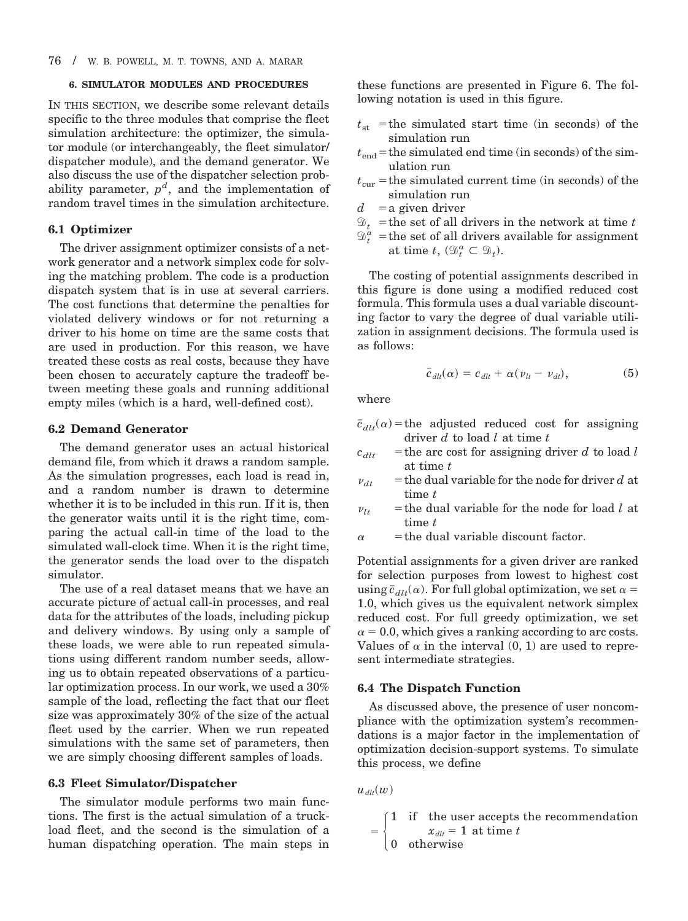## 6. SIMULATOR MODULES AND PROCEDURES

IN THIS SECTION, we describe some relevant details specific to the three modules that comprise the fleet simulation architecture: the optimizer, the simulator module (or interchangeably, the fleet simulator/dispatcher module), and the demand generator. We also discuss the use of the dispatcher selection probability parameter, $p^d$, and the implementation of random travel times in the simulation architecture.

### 6.1 Optimizer

The driver assignment optimizer consists of a network generator and a network simplex code for solving the matching problem. The code is a production dispatch system that is in use at several carriers. The cost functions that determine the penalties for violated delivery windows or for not returning a driver to his home on time are the same costs that are used in production. For this reason, we have treated these costs as real costs, because they have been chosen to accurately capture the tradeoff between meeting these goals and running additional empty miles (which is a hard, well-defined cost).

### 6.2 Demand Generator

The demand generator uses an actual historical demand file, from which it draws a random sample. As the simulation progresses, each load is read in, and a random number is drawn to determine whether it is to be included in this run. If it is, then the generator waits until it is the right time, comparing the actual call-in time of the load to the simulated wall-clock time. When it is the right time, the generator sends the load over to the dispatch simulator.

The use of a real dataset means that we have an accurate picture of actual call-in processes, and real data for the attributes of the loads, including pickup and delivery windows. By using only a sample of these loads, we were able to run repeated simulations using different random number seeds, allowing us to obtain repeated observations of a particular optimization process. In our work, we used a 30% sample of the load, reflecting the fact that our fleet size was approximately 30% of the size of the actual fleet used by the carrier. When we run repeated simulations with the same set of parameters, then we are simply choosing different samples of loads.

### 6.3 Fleet Simulator/Dispatcher

The simulator module performs two main functions. The first is the actual simulation of a truckload fleet, and the second is the simulation of a human dispatching operation. The main steps in these functions are presented in Figure 6. The following notation is used in this figure.

- $t_{st}$ = the simulated start time (in seconds) of the simulation run
- $t_{end}$ = the simulated end time (in seconds) of the simulation run
- $t_{cur}$ = the simulated current time (in seconds) of the simulation run
- $d$ = a given driver
- $\mathcal{D}_t$ = the set of all drivers in the network at time $t$
- $\mathcal{D}_t^a$ = the set of all drivers available for assignment at time $t$, ($\mathcal{D}_t^a \subset \mathcal{D}_t$).

The costing of potential assignments described in this figure is done using a modified reduced cost formula. This formula uses a dual variable discounting factor to vary the degree of dual variable utilization in assignment decisions. The formula used is as follows:

$$\bar{c}_{dlt}(\alpha) = c_{dlt} + \alpha(\nu_{lt} - \nu_{dt}), \tag{5}$$

where

- $\bar{c}_{dlt}(\alpha)$ = the adjusted reduced cost for assigning driver $d$ to load $l$ at time $t$
- $c_{dlt}$ = the arc cost for assigning driver $d$ to load $l$ at time $t$
- $\nu_{dt}$ = the dual variable for the node for driver $d$ at time $t$
- $\nu_{lt}$ = the dual variable for the node for load $l$ at time $t$
- $\alpha$ = the dual variable discount factor.

Potential assignments for a given driver are ranked for selection purposes from lowest to highest cost using $\bar{c}_{dlt}(\alpha)$. For full global optimization, we set $\alpha = 1.0$, which gives us the equivalent network simplex reduced cost. For full greedy optimization, we set $\alpha = 0.0$, which gives a ranking according to arc costs. Values of $\alpha$ in the interval $(0, 1)$ are used to represent intermediate strategies.

### 6.4 The Dispatch Function

As discussed above, the presence of user noncompliance with the optimization system's recommendations is a major factor in the implementation of optimization decision-support systems. To simulate this process, we define

$$u_{dlt}(w) = \begin{cases} 1 & \text{if the user accepts the recommendation } x_{dlt} = 1 \text{ at time } t \\ 0 & \text{otherwise} \end{cases}$$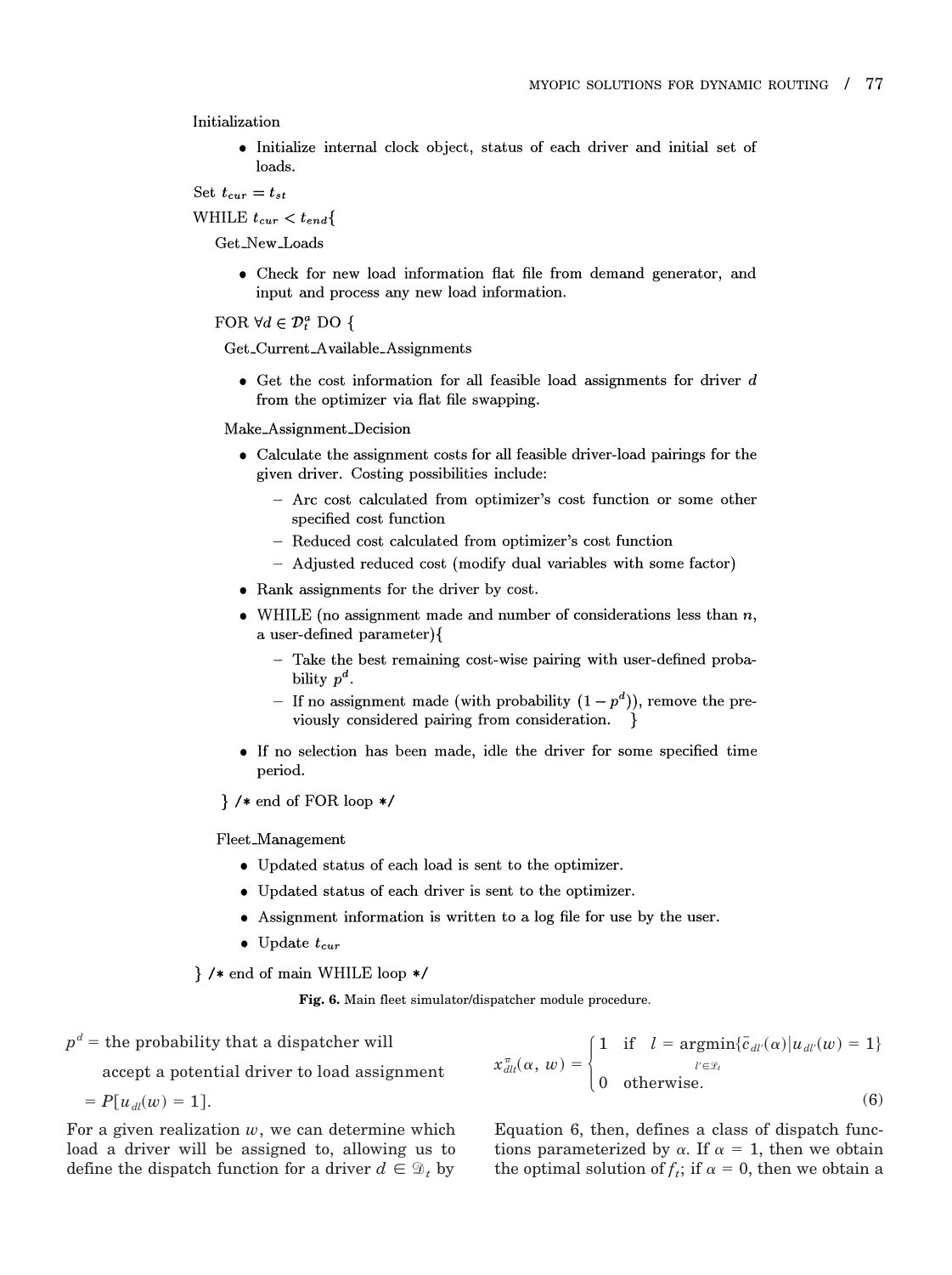Initialization

- Initialize internal clock object, status of each driver and initial set of loads.

Set $t_{cur} = t_{st}$

WHILE $t_{cur} < t_{end}${

Get_New_Loads

- Check for new load information flat file from demand generator, and input and process any new load information.

FOR $\forall d \in \mathcal{D}_t^a$ DO {

Get_Current_Available_Assignments

- Get the cost information for all feasible load assignments for driver $d$ from the optimizer via flat file swapping.

Make_Assignment_Decision

- Calculate the assignment costs for all feasible driver-load pairings for the given driver. Costing possibilities include:
  - Arc cost calculated from optimizer's cost function or some other specified cost function
  - Reduced cost calculated from optimizer's cost function
  - Adjusted reduced cost (modify dual variables with some factor)
- Rank assignments for the driver by cost.
- WHILE (no assignment made and number of considerations less than $n$, a user-defined parameter){
  - Take the best remaining cost-wise pairing with user-defined probability $p^d$.
  - If no assignment made (with probability $(1 - p^d)$), remove the previously considered pairing from consideration. }
- If no selection has been made, idle the driver for some specified time period.

} /* end of FOR loop */

Fleet_Management

- Updated status of each load is sent to the optimizer.
- Updated status of each driver is sent to the optimizer.
- Assignment information is written to a log file for use by the user.
- Update $t_{cur}$

} /* end of main WHILE loop */

**Fig. 6.** Main fleet simulator/dispatcher module procedure.

$p^d$ = the probability that a dispatcher will accept a potential driver to load assignment $= P[u_{dl}(w) = 1]$.

For a given realization $w$, we can determine which load a driver will be assigned to, allowing us to define the dispatch function for a driver $d \in \mathcal{D}_t$ by

$$x_{dlt}^{\pi}(\alpha, w) = \begin{cases} 1 & \text{if} \quad l = \underset{l' \in \mathcal{L}_t}{\operatorname{argmin}}\{\bar{c}_{dl'}(\alpha) | u_{dl'}(w) = 1\} \\ 0 & \text{otherwise.} \end{cases} \tag{6}$$

Equation 6, then, defines a class of dispatch functions parameterized by $\alpha$. If $\alpha = 1$, then we obtain the optimal solution of $f_t$; if $\alpha = 0$, then we obtain a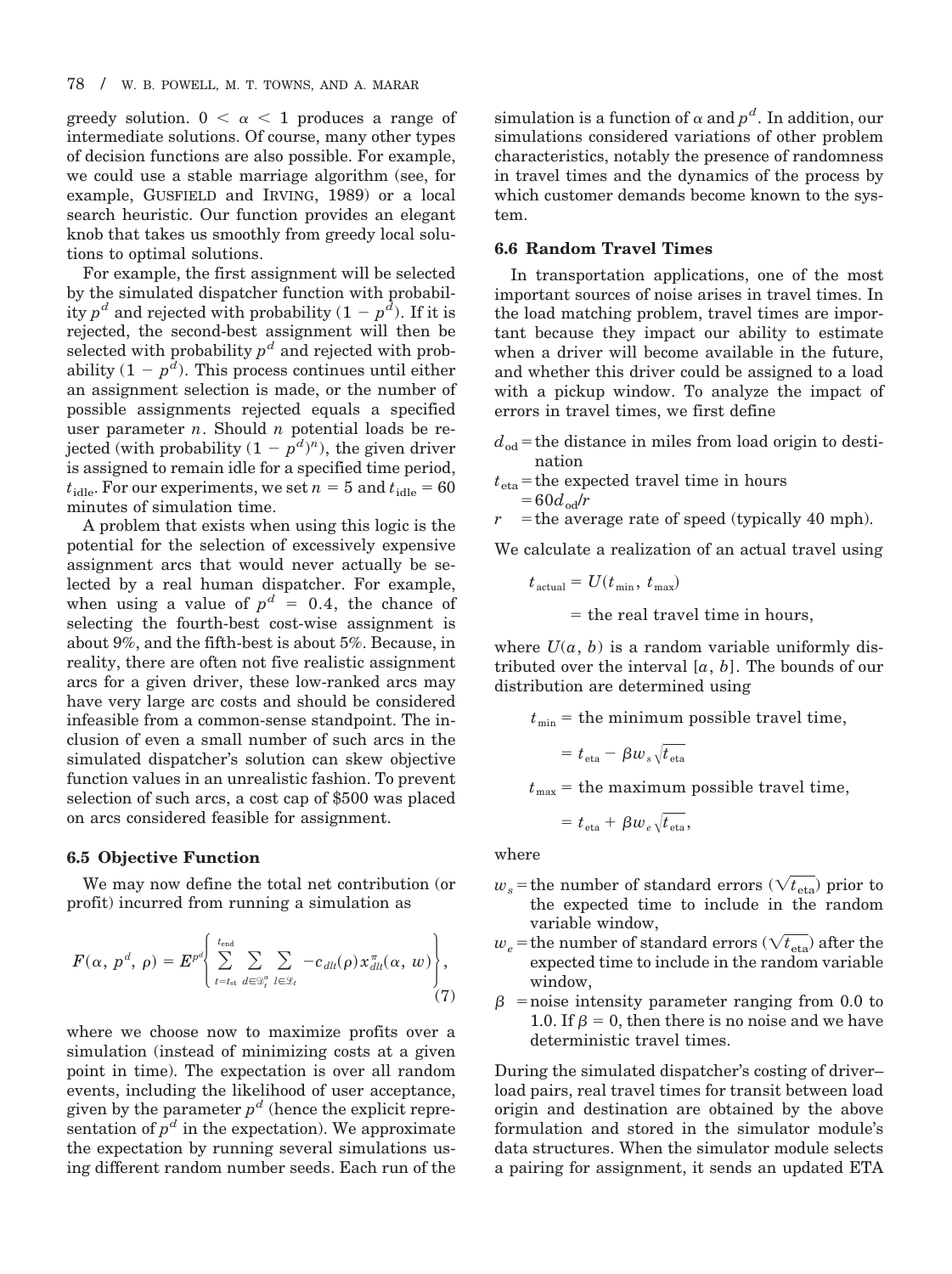greedy solution. $0 < \alpha < 1$ produces a range of intermediate solutions. Of course, many other types of decision functions are also possible. For example, we could use a stable marriage algorithm (see, for example, GUSFIELD and IRVING, 1989) or a local search heuristic. Our function provides an elegant knob that takes us smoothly from greedy local solutions to optimal solutions.

For example, the first assignment will be selected by the simulated dispatcher function with probability $p^d$ and rejected with probability $(1 - p^d)$. If it is rejected, the second-best assignment will then be selected with probability $p^d$ and rejected with probability $(1 - p^d)$. This process continues until either an assignment selection is made, or the number of possible assignments rejected equals a specified user parameter $n$. Should $n$ potential loads be rejected (with probability $(1 - p^d)^n$), the given driver is assigned to remain idle for a specified time period, $t_{\text{idle}}$. For our experiments, we set $n = 5$ and $t_{\text{idle}} = 60$ minutes of simulation time.

A problem that exists when using this logic is the potential for the selection of excessively expensive assignment arcs that would never actually be selected by a real human dispatcher. For example, when using a value of $p^d = 0.4$, the chance of selecting the fourth-best cost-wise assignment is about 9%, and the fifth-best is about 5%. Because, in reality, there are often not five realistic assignment arcs for a given driver, these low-ranked arcs may have very large arc costs and should be considered infeasible from a common-sense standpoint. The inclusion of even a small number of such arcs in the simulated dispatcher's solution can skew objective function values in an unrealistic fashion. To prevent selection of such arcs, a cost cap of $500 was placed on arcs considered feasible for assignment.

### 6.5 Objective Function

We may now define the total net contribution (or profit) incurred from running a simulation as

$$F(\alpha,\, p^d,\, \rho) = E^{p^d}\left\{ \sum_{t=t_{\text{st}}}^{t_{\text{end}}} \sum_{d \in \mathcal{D}_t^a} \sum_{l \in \mathcal{L}_t} -c_{dlt}(\rho)\, x_{dlt}^{\pi}(\alpha,\, w) \right\}, \tag{7}$$

where we choose now to maximize profits over a simulation (instead of minimizing costs at a given point in time). The expectation is over all random events, including the likelihood of user acceptance, given by the parameter $p^d$ (hence the explicit representation of $p^d$ in the expectation). We approximate the expectation by running several simulations using different random number seeds. Each run of the simulation is a function of $\alpha$ and $p^d$. In addition, our simulations considered variations of other problem characteristics, notably the presence of randomness in travel times and the dynamics of the process by which customer demands become known to the system.

### 6.6 Random Travel Times

In transportation applications, one of the most important sources of noise arises in travel times. In the load matching problem, travel times are important because they impact our ability to estimate when a driver will become available in the future, and whether this driver could be assigned to a load with a pickup window. To analyze the impact of errors in travel times, we first define

$d_{\text{od}}$ = the distance in miles from load origin to destination

$t_{\text{eta}}$ = the expected travel time in hours $= 60 d_{\text{od}}/r$

$r$ = the average rate of speed (typically 40 mph).

We calculate a realization of an actual travel using

$$t_{\text{actual}} = U(t_{\min},\, t_{\max}) = \text{the real travel time in hours,}$$

where $U(a, b)$ is a random variable uniformly distributed over the interval $[a, b]$. The bounds of our distribution are determined using

$$t_{\min} = \text{the minimum possible travel time,} = t_{\text{eta}} - \beta w_s \sqrt{t_{\text{eta}}}$$

$$t_{\max} = \text{the maximum possible travel time,} = t_{\text{eta}} + \beta w_e \sqrt{t_{\text{eta}}},$$

where

$w_s$ = the number of standard errors ($\sqrt{t_{\text{eta}}}$) prior to the expected time to include in the random variable window,

$w_e$ = the number of standard errors ($\sqrt{t_{\text{eta}}}$) after the expected time to include in the random variable window,

$\beta$ = noise intensity parameter ranging from 0.0 to 1.0. If $\beta = 0$, then there is no noise and we have deterministic travel times.

During the simulated dispatcher's costing of driver–load pairs, real travel times for transit between load origin and destination are obtained by the above formulation and stored in the simulator module's data structures. When the simulator module selects a pairing for assignment, it sends an updated ETA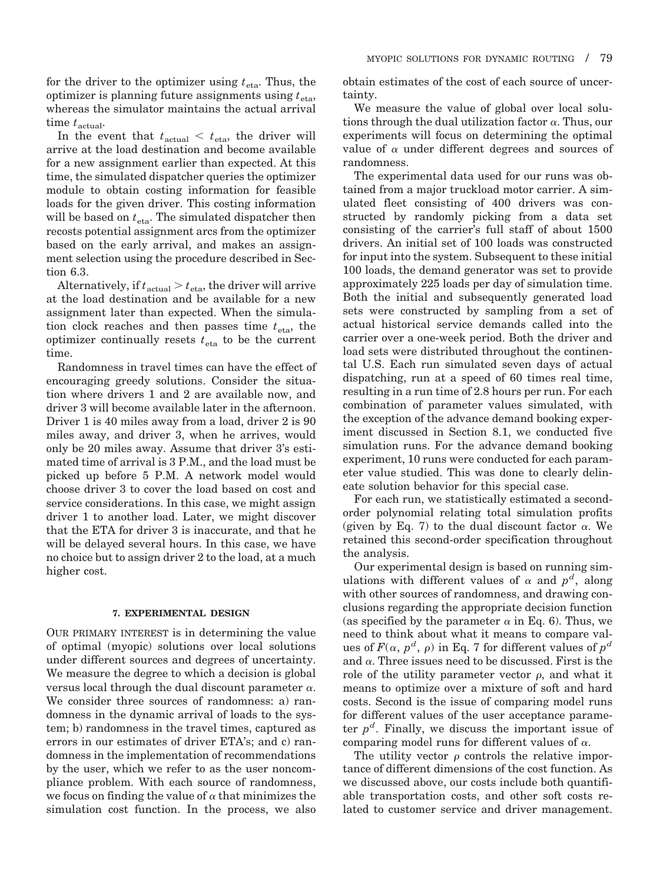for the driver to the optimizer using $t_{eta}$. Thus, the optimizer is planning future assignments using $t_{eta}$, whereas the simulator maintains the actual arrival time $t_{actual}$.

In the event that $t_{actual} < t_{eta}$, the driver will arrive at the load destination and become available for a new assignment earlier than expected. At this time, the simulated dispatcher queries the optimizer module to obtain costing information for feasible loads for the given driver. This costing information will be based on $t_{eta}$. The simulated dispatcher then recosts potential assignment arcs from the optimizer based on the early arrival, and makes an assignment selection using the procedure described in Section 6.3.

Alternatively, if $t_{actual} > t_{eta}$, the driver will arrive at the load destination and be available for a new assignment later than expected. When the simulation clock reaches and then passes time $t_{eta}$, the optimizer continually resets $t_{eta}$ to be the current time.

Randomness in travel times can have the effect of encouraging greedy solutions. Consider the situation where drivers 1 and 2 are available now, and driver 3 will become available later in the afternoon. Driver 1 is 40 miles away from a load, driver 2 is 90 miles away, and driver 3, when he arrives, would only be 20 miles away. Assume that driver 3's estimated time of arrival is 3 P.M., and the load must be picked up before 5 P.M. A network model would choose driver 3 to cover the load based on cost and service considerations. In this case, we might assign driver 1 to another load. Later, we might discover that the ETA for driver 3 is inaccurate, and that he will be delayed several hours. In this case, we have no choice but to assign driver 2 to the load, at a much higher cost.

## 7. EXPERIMENTAL DESIGN

OUR PRIMARY INTEREST is in determining the value of optimal (myopic) solutions over local solutions under different sources and degrees of uncertainty. We measure the degree to which a decision is global versus local through the dual discount parameter $\alpha$. We consider three sources of randomness: a) randomness in the dynamic arrival of loads to the system; b) randomness in the travel times, captured as errors in our estimates of driver ETA's; and c) randomness in the implementation of recommendations by the user, which we refer to as the user noncompliance problem. With each source of randomness, we focus on finding the value of $\alpha$ that minimizes the simulation cost function. In the process, we also obtain estimates of the cost of each source of uncertainty.

We measure the value of global over local solutions through the dual utilization factor $\alpha$. Thus, our experiments will focus on determining the optimal value of $\alpha$ under different degrees and sources of randomness.

The experimental data used for our runs was obtained from a major truckload motor carrier. A simulated fleet consisting of 400 drivers was constructed by randomly picking from a data set consisting of the carrier's full staff of about 1500 drivers. An initial set of 100 loads was constructed for input into the system. Subsequent to these initial 100 loads, the demand generator was set to provide approximately 225 loads per day of simulation time. Both the initial and subsequently generated load sets were constructed by sampling from a set of actual historical service demands called into the carrier over a one-week period. Both the driver and load sets were distributed throughout the continental U.S. Each run simulated seven days of actual dispatching, run at a speed of 60 times real time, resulting in a run time of 2.8 hours per run. For each combination of parameter values simulated, with the exception of the advance demand booking experiment discussed in Section 8.1, we conducted five simulation runs. For the advance demand booking experiment, 10 runs were conducted for each parameter value studied. This was done to clearly delineate solution behavior for this special case.

For each run, we statistically estimated a second-order polynomial relating total simulation profits (given by Eq. 7) to the dual discount factor $\alpha$. We retained this second-order specification throughout the analysis.

Our experimental design is based on running simulations with different values of $\alpha$ and $p^d$, along with other sources of randomness, and drawing conclusions regarding the appropriate decision function (as specified by the parameter $\alpha$ in Eq. 6). Thus, we need to think about what it means to compare values of $F(\alpha, p^d, \rho)$ in Eq. 7 for different values of $p^d$ and $\alpha$. Three issues need to be discussed. First is the role of the utility parameter vector $\rho$, and what it means to optimize over a mixture of soft and hard costs. Second is the issue of comparing model runs for different values of the user acceptance parameter $p^d$. Finally, we discuss the important issue of comparing model runs for different values of $\alpha$.

The utility vector $\rho$ controls the relative importance of different dimensions of the cost function. As we discussed above, our costs include both quantifiable transportation costs, and other soft costs related to customer service and driver management.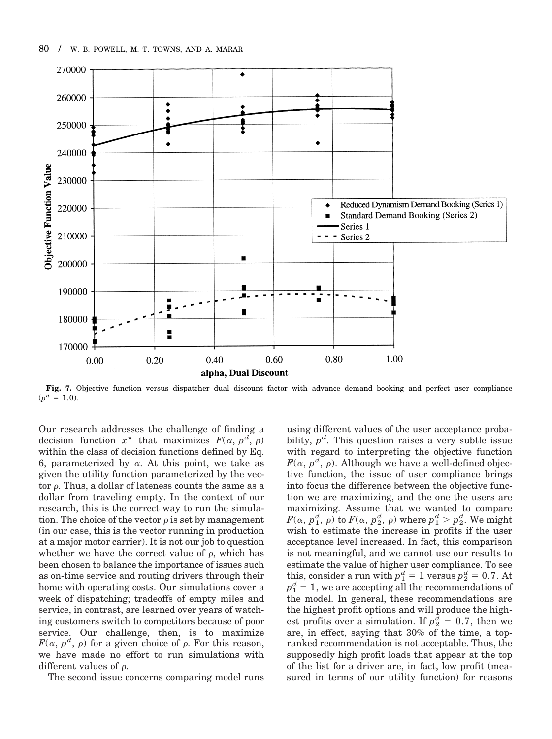**Fig. 7.** Objective function versus dispatcher dual discount factor with advance demand booking and perfect user compliance ($p^d = 1.0$).

Our research addresses the challenge of finding a decision function $x^\pi$ that maximizes $F(\alpha, p^d, \rho)$ within the class of decision functions defined by Eq. 6, parameterized by $\alpha$. At this point, we take as given the utility function parameterized by the vector $\rho$. Thus, a dollar of lateness counts the same as a dollar from traveling empty. In the context of our research, this is the correct way to run the simulation. The choice of the vector $\rho$ is set by management (in our case, this is the vector running in production at a major motor carrier). It is not our job to question whether we have the correct value of $\rho$, which has been chosen to balance the importance of issues such as on-time service and routing drivers through their home with operating costs. Our simulations cover a week of dispatching; tradeoffs of empty miles and service, in contrast, are learned over years of watching customers switch to competitors because of poor service. Our challenge, then, is to maximize $F(\alpha, p^d, \rho)$ for a given choice of $\rho$. For this reason, we have made no effort to run simulations with different values of $\rho$.

The second issue concerns comparing model runs using different values of the user acceptance probability, $p^d$. This question raises a very subtle issue with regard to interpreting the objective function $F(\alpha, p^d, \rho)$. Although we have a well-defined objective function, the issue of user compliance brings into focus the difference between the objective function we are maximizing, and the one the users are maximizing. Assume that we wanted to compare $F(\alpha, p_1^d, \rho)$ to $F(\alpha, p_2^d, \rho)$ where $p_1^d > p_2^d$. We might wish to estimate the increase in profits if the user acceptance level increased. In fact, this comparison is not meaningful, and we cannot use our results to estimate the value of higher user compliance. To see this, consider a run with $p_1^d = 1$ versus $p_2^d = 0.7$. At $p_1^d = 1$, we are accepting all the recommendations of the model. In general, these recommendations are the highest profit options and will produce the highest profits over a simulation. If $p_2^d = 0.7$, then we are, in effect, saying that 30% of the time, a top-ranked recommendation is not acceptable. Thus, the supposedly high profit loads that appear at the top of the list for a driver are, in fact, low profit (measured in terms of our utility function) for reasons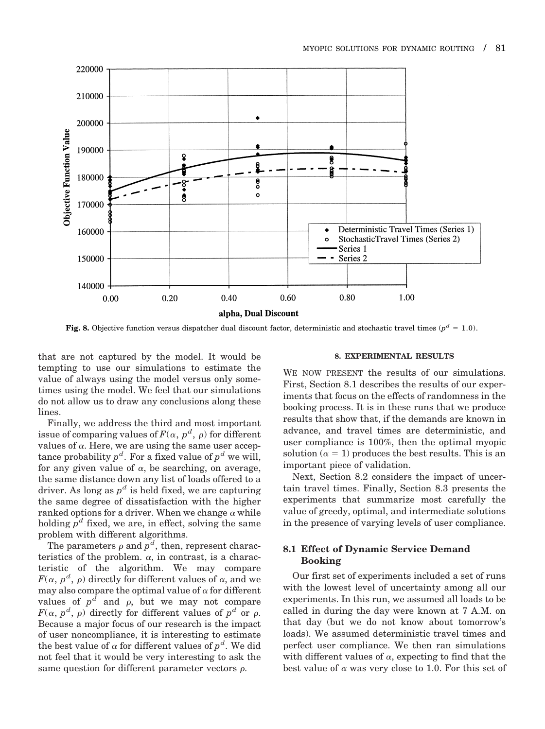Fig. 8. Objective function versus dispatcher dual discount factor, deterministic and stochastic travel times ($p^d = 1.0$).

that are not captured by the model. It would be tempting to use our simulations to estimate the value of always using the model versus only sometimes using the model. We feel that our simulations do not allow us to draw any conclusions along these lines.

Finally, we address the third and most important issue of comparing values of $F(\alpha, p^d, \rho)$ for different values of $\alpha$. Here, we are using the same user acceptance probability $p^d$. For a fixed value of $p^d$ we will, for any given value of $\alpha$, be searching, on average, the same distance down any list of loads offered to a driver. As long as $p^d$ is held fixed, we are capturing the same degree of dissatisfaction with the higher ranked options for a driver. When we change $\alpha$ while holding $p^d$ fixed, we are, in effect, solving the same problem with different algorithms.

The parameters $\rho$ and $p^d$, then, represent characteristics of the problem. $\alpha$, in contrast, is a characteristic of the algorithm. We may compare $F(\alpha, p^d, \rho)$ directly for different values of $\alpha$, and we may also compare the optimal value of $\alpha$ for different values of $p^d$ and $\rho$, but we may not compare $F(\alpha, p^d, \rho)$ directly for different values of $p^d$ or $\rho$. Because a major focus of our research is the impact of user noncompliance, it is interesting to estimate the best value of $\alpha$ for different values of $p^d$. We did not feel that it would be very interesting to ask the same question for different parameter vectors $\rho$.

## 8. EXPERIMENTAL RESULTS

We now present the results of our simulations. First, Section 8.1 describes the results of our experiments that focus on the effects of randomness in the booking process. It is in these runs that we produce results that show that, if the demands are known in advance, and travel times are deterministic, and user compliance is 100%, then the optimal myopic solution ($\alpha = 1$) produces the best results. This is an important piece of validation.

Next, Section 8.2 considers the impact of uncertain travel times. Finally, Section 8.3 presents the experiments that summarize most carefully the value of greedy, optimal, and intermediate solutions in the presence of varying levels of user compliance.

### 8.1 Effect of Dynamic Service Demand Booking

Our first set of experiments included a set of runs with the lowest level of uncertainty among all our experiments. In this run, we assumed all loads to be called in during the day were known at 7 A.M. on that day (but we do not know about tomorrow's loads). We assumed deterministic travel times and perfect user compliance. We then ran simulations with different values of $\alpha$, expecting to find that the best value of $\alpha$ was very close to 1.0. For this set of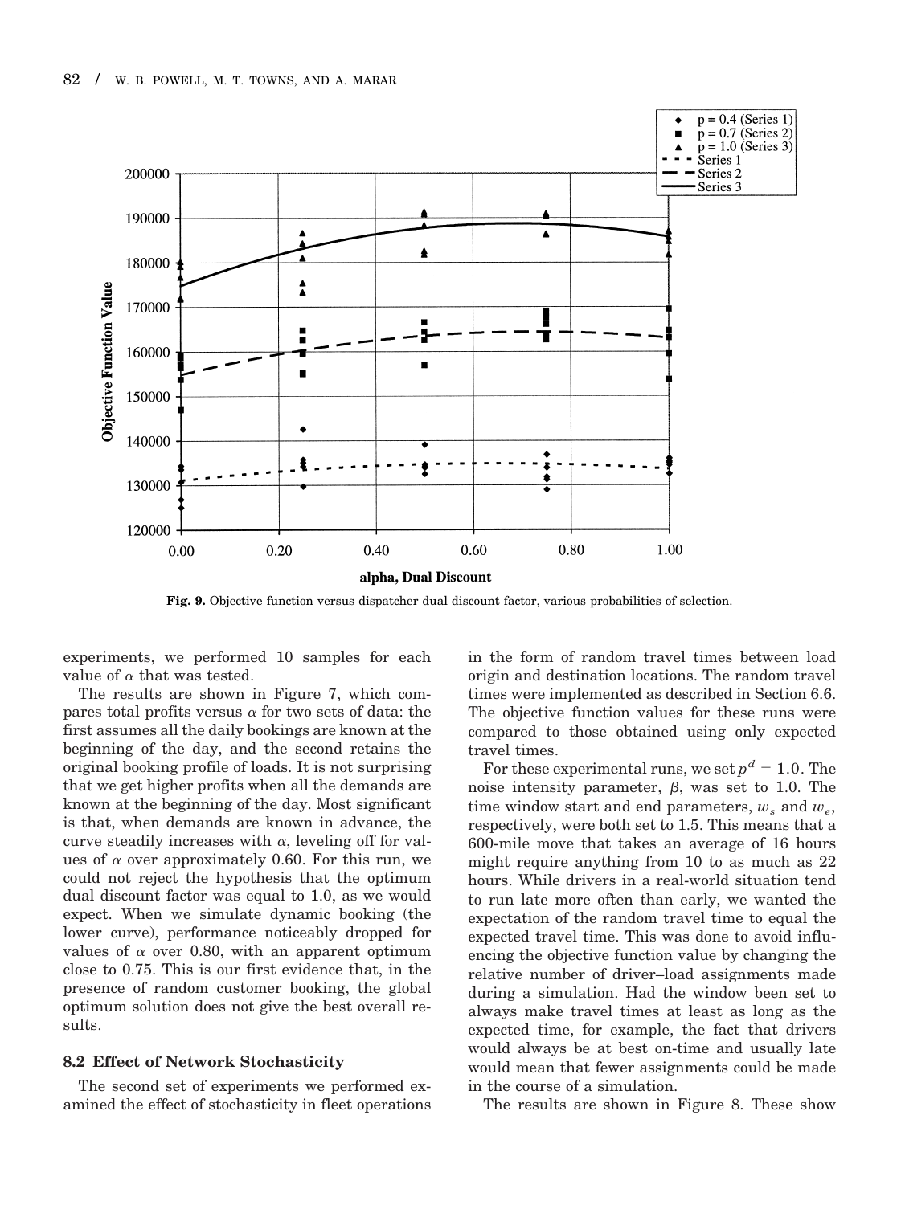**Fig. 9.** Objective function versus dispatcher dual discount factor, various probabilities of selection.

experiments, we performed 10 samples for each value of $\alpha$ that was tested.

The results are shown in Figure 7, which compares total profits versus $\alpha$ for two sets of data: the first assumes all the daily bookings are known at the beginning of the day, and the second retains the original booking profile of loads. It is not surprising that we get higher profits when all the demands are known at the beginning of the day. Most significant is that, when demands are known in advance, the curve steadily increases with $\alpha$, leveling off for values of $\alpha$ over approximately 0.60. For this run, we could not reject the hypothesis that the optimum dual discount factor was equal to 1.0, as we would expect. When we simulate dynamic booking (the lower curve), performance noticeably dropped for values of $\alpha$ over 0.80, with an apparent optimum close to 0.75. This is our first evidence that, in the presence of random customer booking, the global optimum solution does not give the best overall results.

### 8.2 Effect of Network Stochasticity

The second set of experiments we performed examined the effect of stochasticity in fleet operations in the form of random travel times between load origin and destination locations. The random travel times were implemented as described in Section 6.6. The objective function values for these runs were compared to those obtained using only expected travel times.

For these experimental runs, we set $p^d = 1.0$. The noise intensity parameter, $\beta$, was set to 1.0. The time window start and end parameters, $w_s$ and $w_e$, respectively, were both set to 1.5. This means that a 600-mile move that takes an average of 16 hours might require anything from 10 to as much as 22 hours. While drivers in a real-world situation tend to run late more often than early, we wanted the expectation of the random travel time to equal the expected travel time. This was done to avoid influencing the objective function value by changing the relative number of driver–load assignments made during a simulation. Had the window been set to always make travel times at least as long as the expected time, for example, the fact that drivers would always be at best on-time and usually late would mean that fewer assignments could be made in the course of a simulation.

The results are shown in Figure 8. These show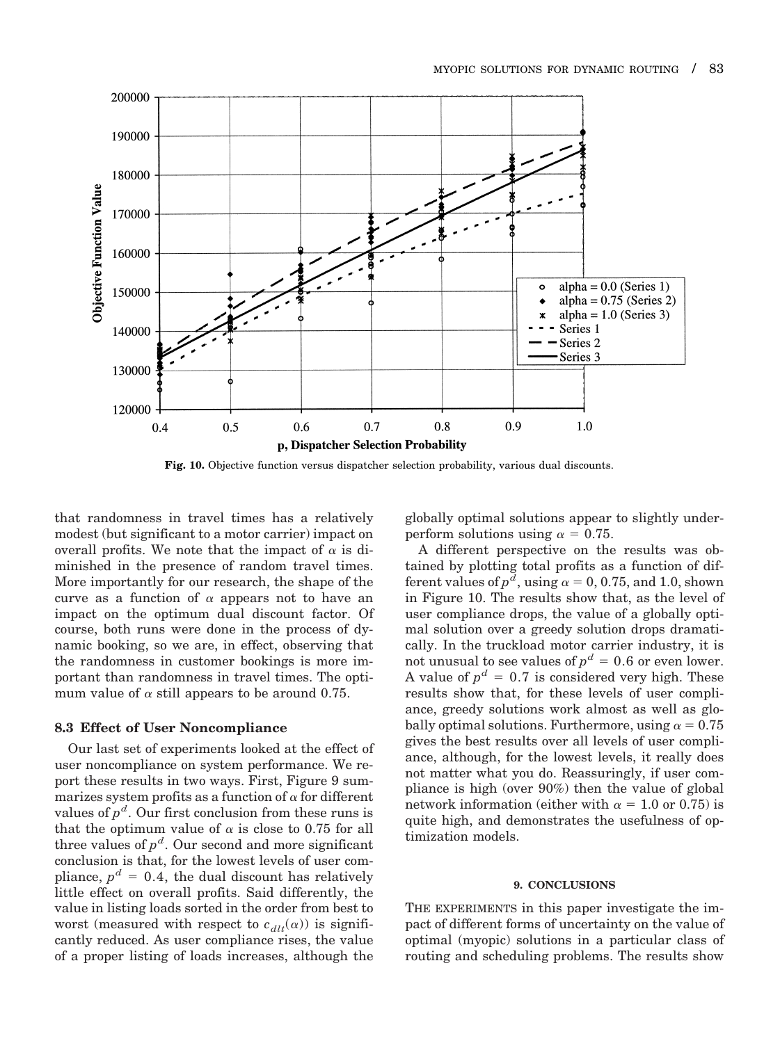Fig. 10. Objective function versus dispatcher selection probability, various dual discounts.

that randomness in travel times has a relatively modest (but significant to a motor carrier) impact on overall profits. We note that the impact of $\alpha$ is diminished in the presence of random travel times. More importantly for our research, the shape of the curve as a function of $\alpha$ appears not to have an impact on the optimum dual discount factor. Of course, both runs were done in the process of dynamic booking, so we are, in effect, observing that the randomness in customer bookings is more important than randomness in travel times. The optimum value of $\alpha$ still appears to be around 0.75.

### 8.3 Effect of User Noncompliance

Our last set of experiments looked at the effect of user noncompliance on system performance. We report these results in two ways. First, Figure 9 summarizes system profits as a function of $\alpha$ for different values of $p^d$. Our first conclusion from these runs is that the optimum value of $\alpha$ is close to 0.75 for all three values of $p^d$. Our second and more significant conclusion is that, for the lowest levels of user compliance, $p^d = 0.4$, the dual discount has relatively little effect on overall profits. Said differently, the value in listing loads sorted in the order from best to worst (measured with respect to $c_{dlt}(\alpha)$) is significantly reduced. As user compliance rises, the value of a proper listing of loads increases, although the globally optimal solutions appear to slightly underperform solutions using $\alpha = 0.75$.

A different perspective on the results was obtained by plotting total profits as a function of different values of $p^d$, using $\alpha = 0$, 0.75, and 1.0, shown in Figure 10. The results show that, as the level of user compliance drops, the value of a globally optimal solution over a greedy solution drops dramatically. In the truckload motor carrier industry, it is not unusual to see values of $p^d = 0.6$ or even lower. A value of $p^d = 0.7$ is considered very high. These results show that, for these levels of user compliance, greedy solutions work almost as well as globally optimal solutions. Furthermore, using $\alpha = 0.75$ gives the best results over all levels of user compliance, although, for the lowest levels, it really does not matter what you do. Reassuringly, if user compliance is high (over 90%) then the value of global network information (either with $\alpha = 1.0$ or 0.75) is quite high, and demonstrates the usefulness of optimization models.

## 9. CONCLUSIONS

THE EXPERIMENTS in this paper investigate the impact of different forms of uncertainty on the value of optimal (myopic) solutions in a particular class of routing and scheduling problems. The results show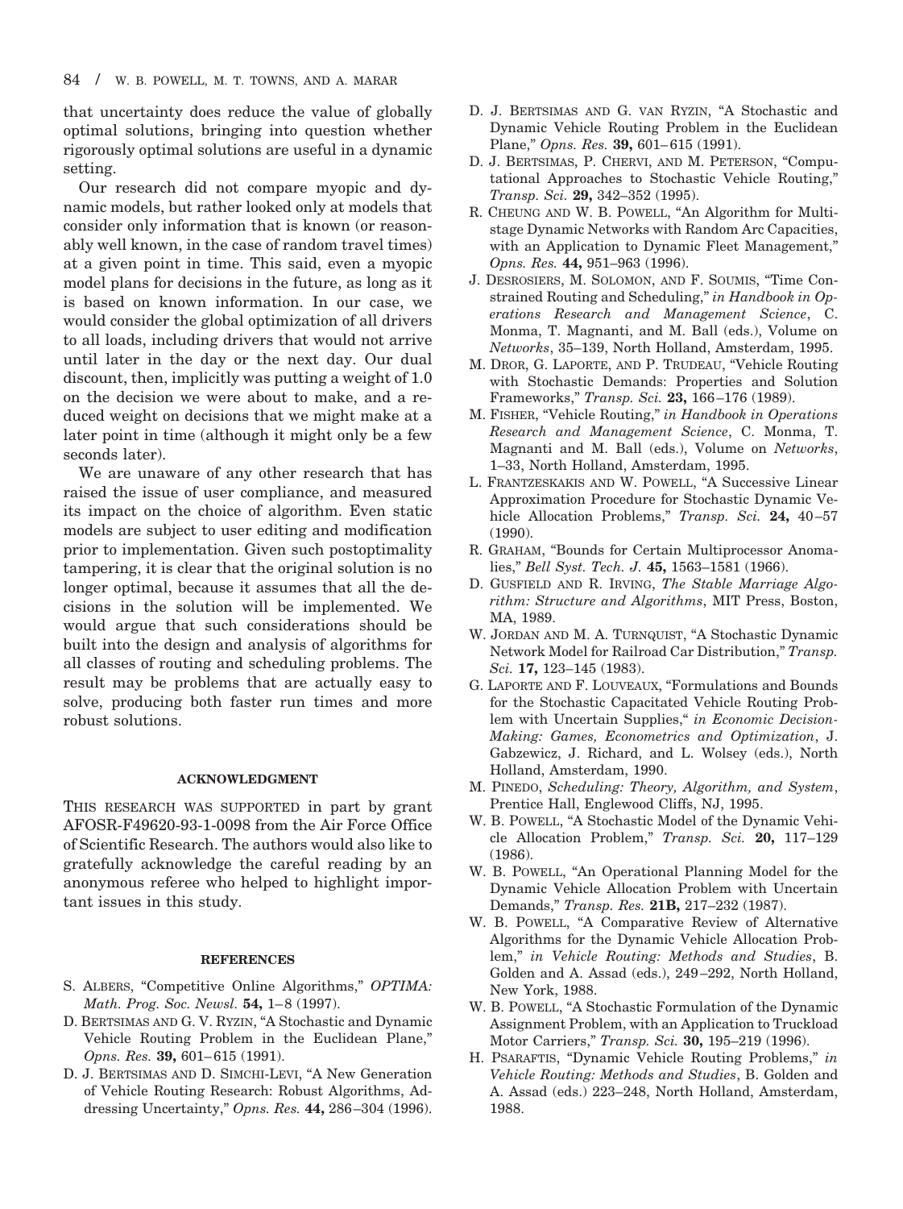that uncertainty does reduce the value of globally optimal solutions, bringing into question whether rigorously optimal solutions are useful in a dynamic setting.

Our research did not compare myopic and dynamic models, but rather looked only at models that consider only information that is known (or reasonably well known, in the case of random travel times) at a given point in time. This said, even a myopic model plans for decisions in the future, as long as it is based on known information. In our case, we would consider the global optimization of all drivers to all loads, including drivers that would not arrive until later in the day or the next day. Our dual discount, then, implicitly was putting a weight of 1.0 on the decision we were about to make, and a reduced weight on decisions that we might make at a later point in time (although it might only be a few seconds later).

We are unaware of any other research that has raised the issue of user compliance, and measured its impact on the choice of algorithm. Even static models are subject to user editing and modification prior to implementation. Given such postoptimality tampering, it is clear that the original solution is no longer optimal, because it assumes that all the decisions in the solution will be implemented. We would argue that such considerations should be built into the design and analysis of algorithms for all classes of routing and scheduling problems. The result may be problems that are actually easy to solve, producing both faster run times and more robust solutions.

## ACKNOWLEDGMENT

THIS RESEARCH WAS SUPPORTED in part by grant AFOSR-F49620-93-1-0098 from the Air Force Office of Scientific Research. The authors would also like to gratefully acknowledge the careful reading by an anonymous referee who helped to highlight important issues in this study.

## REFERENCES

S. ALBERS, "Competitive Online Algorithms," *OPTIMA: Math. Prog. Soc. Newsl.* **54,** 1–8 (1997).

D. BERTSIMAS AND G. V. RYZIN, "A Stochastic and Dynamic Vehicle Routing Problem in the Euclidean Plane," *Opns. Res.* **39,** 601–615 (1991).

D. J. BERTSIMAS AND D. SIMCHI-LEVI, "A New Generation of Vehicle Routing Research: Robust Algorithms, Addressing Uncertainty," *Opns. Res.* **44,** 286–304 (1996).

D. J. BERTSIMAS AND G. VAN RYZIN, "A Stochastic and Dynamic Vehicle Routing Problem in the Euclidean Plane," *Opns. Res.* **39,** 601–615 (1991).

D. J. BERTSIMAS, P. CHERVI, AND M. PETERSON, "Computational Approaches to Stochastic Vehicle Routing," *Transp. Sci.* **29,** 342–352 (1995).

R. CHEUNG AND W. B. POWELL, "An Algorithm for Multistage Dynamic Networks with Random Arc Capacities, with an Application to Dynamic Fleet Management," *Opns. Res.* **44,** 951–963 (1996).

J. DESROSIERS, M. SOLOMON, AND F. SOUMIS, "Time Constrained Routing and Scheduling," *in Handbook in Operations Research and Management Science*, C. Monma, T. Magnanti, and M. Ball (eds.), Volume on *Networks*, 35–139, North Holland, Amsterdam, 1995.

M. DROR, G. LAPORTE, AND P. TRUDEAU, "Vehicle Routing with Stochastic Demands: Properties and Solution Frameworks," *Transp. Sci.* **23,** 166–176 (1989).

M. FISHER, "Vehicle Routing," *in Handbook in Operations Research and Management Science*, C. Monma, T. Magnanti and M. Ball (eds.), Volume on *Networks*, 1–33, North Holland, Amsterdam, 1995.

L. FRANTZESKAKIS AND W. POWELL, "A Successive Linear Approximation Procedure for Stochastic Dynamic Vehicle Allocation Problems," *Transp. Sci.* **24,** 40–57 (1990).

R. GRAHAM, "Bounds for Certain Multiprocessor Anomalies," *Bell Syst. Tech. J.* **45,** 1563–1581 (1966).

D. GUSFIELD AND R. IRVING, *The Stable Marriage Algorithm: Structure and Algorithms*, MIT Press, Boston, MA, 1989.

W. JORDAN AND M. A. TURNQUIST, "A Stochastic Dynamic Network Model for Railroad Car Distribution," *Transp. Sci.* **17,** 123–145 (1983).

G. LAPORTE AND F. LOUVEAUX, "Formulations and Bounds for the Stochastic Capacitated Vehicle Routing Problem with Uncertain Supplies," *in Economic Decision-Making: Games, Econometrics and Optimization*, J. Gabzewicz, J. Richard, and L. Wolsey (eds.), North Holland, Amsterdam, 1990.

M. PINEDO, *Scheduling: Theory, Algorithm, and System*, Prentice Hall, Englewood Cliffs, NJ, 1995.

W. B. POWELL, "A Stochastic Model of the Dynamic Vehicle Allocation Problem," *Transp. Sci.* **20,** 117–129 (1986).

W. B. POWELL, "An Operational Planning Model for the Dynamic Vehicle Allocation Problem with Uncertain Demands," *Transp. Res.* **21B,** 217–232 (1987).

W. B. POWELL, "A Comparative Review of Alternative Algorithms for the Dynamic Vehicle Allocation Problem," *in Vehicle Routing: Methods and Studies*, B. Golden and A. Assad (eds.), 249–292, North Holland, New York, 1988.

W. B. POWELL, "A Stochastic Formulation of the Dynamic Assignment Problem, with an Application to Truckload Motor Carriers," *Transp. Sci.* **30,** 195–219 (1996).

H. PSARAFTIS, "Dynamic Vehicle Routing Problems," *in Vehicle Routing: Methods and Studies*, B. Golden and A. Assad (eds.) 223–248, North Holland, Amsterdam, 1988.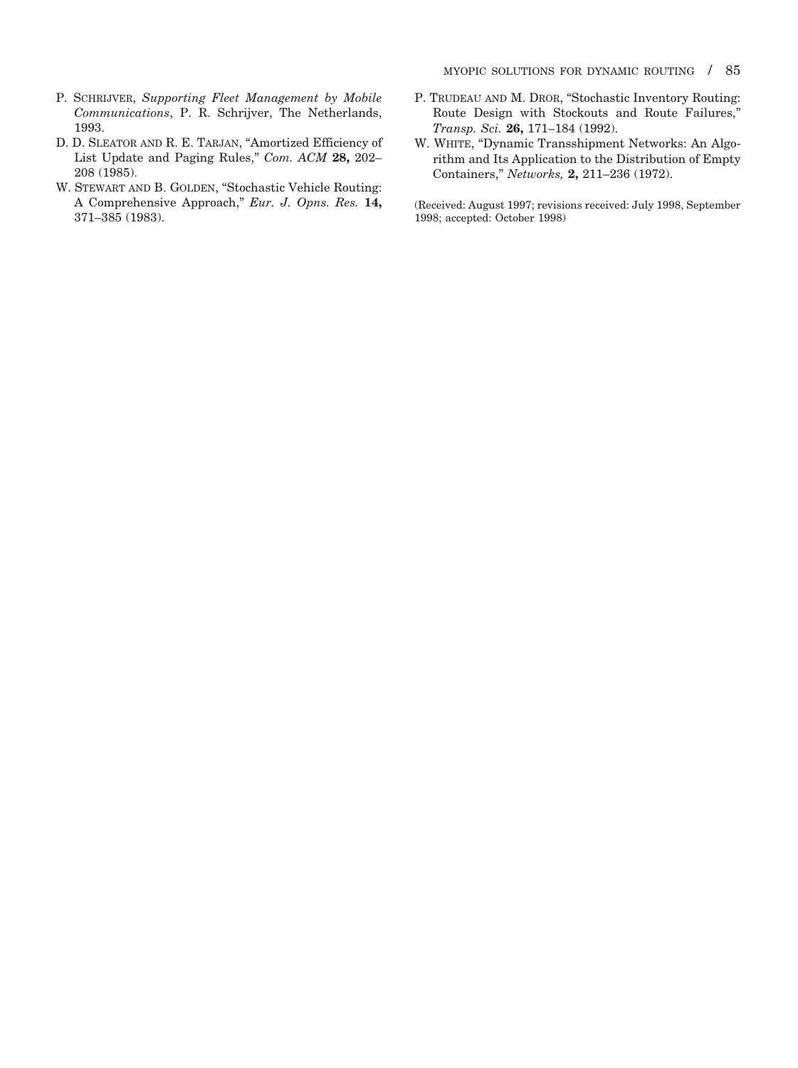P. Schrijver, *Supporting Fleet Management by Mobile Communications*, P. R. Schrijver, The Netherlands, 1993.

D. D. Sleator and R. E. Tarjan, "Amortized Efficiency of List Update and Paging Rules," *Com. ACM* **28,** 202–208 (1985).

W. Stewart and B. Golden, "Stochastic Vehicle Routing: A Comprehensive Approach," *Eur. J. Opns. Res.* **14,** 371–385 (1983).

P. Trudeau and M. Dror, "Stochastic Inventory Routing: Route Design with Stockouts and Route Failures," *Transp. Sci.* **26,** 171–184 (1992).

W. White, "Dynamic Transshipment Networks: An Algorithm and Its Application to the Distribution of Empty Containers," *Networks,* **2,** 211–236 (1972).

(Received: August 1997; revisions received: July 1998, September 1998; accepted: October 1998)